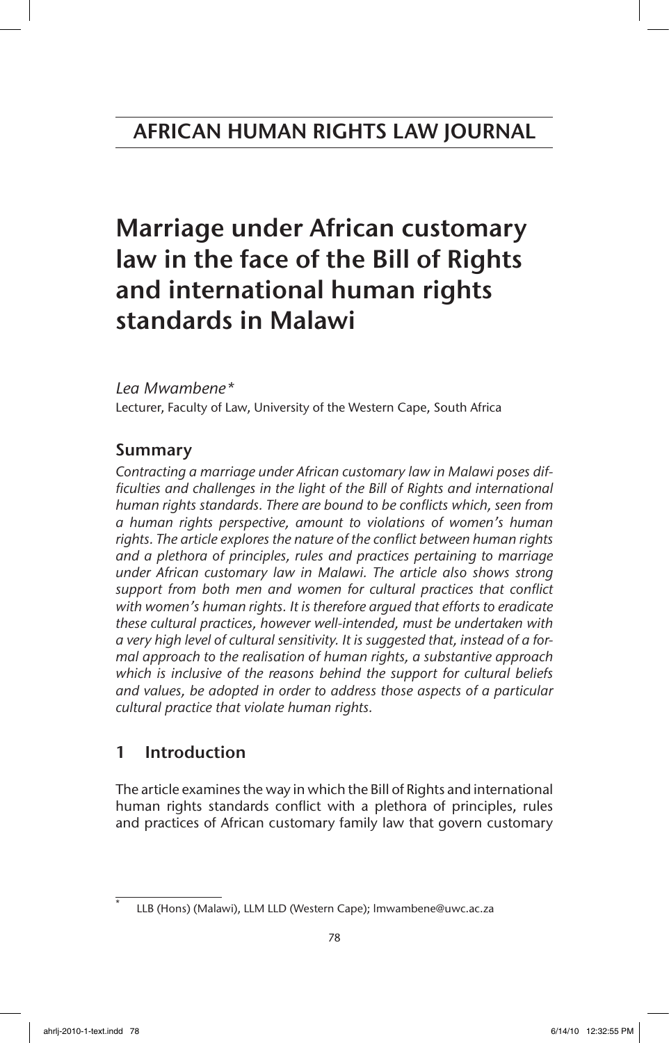AFRICAN HUMAN RIGHTS LAW JOURNAL

# Marriage under African customary law in the face of the Bill of Rights and international human rights standards in Malawi

*Lea Mwambene\**

Lecturer, Faculty of Law, University of the Western Cape, South Africa

## Summary

*Contracting a marriage under African customary law in Malawi poses difficulties and challenges in the light of the Bill of Rights and international human rights standards. There are bound to be conflicts which, seen from a human rights perspective, amount to violations of women's human rights. The article explores the nature of the conflict between human rights and a plethora of principles, rules and practices pertaining to marriage under African customary law in Malawi. The article also shows strong support from both men and women for cultural practices that conflict with women's human rights. It is therefore argued that efforts to eradicate these cultural practices, however well-intended, must be undertaken with a very high level of cultural sensitivity. It is suggested that, instead of a formal approach to the realisation of human rights, a substantive approach which is inclusive of the reasons behind the support for cultural beliefs and values, be adopted in order to address those aspects of a particular cultural practice that violate human rights.*

## 1 Introduction

The article examines the way in which the Bill of Rights and international human rights standards conflict with a plethora of principles, rules and practices of African customary family law that govern customary

\* LLB (Hons) (Malawi), LLM LLD (Western Cape); lmwambene@uwc.ac.za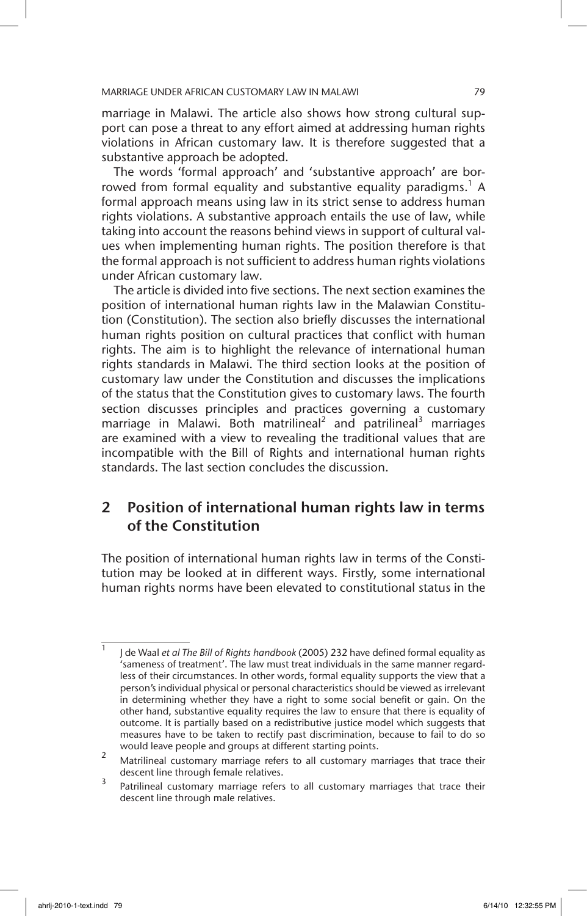marriage in Malawi. The article also shows how strong cultural support can pose a threat to any effort aimed at addressing human rights violations in African customary law. It is therefore suggested that a substantive approach be adopted.

The words 'formal approach' and 'substantive approach' are borrowed from formal equality and substantive equality paradigms.[1] A formal approach means using law in its strict sense to address human rights violations. A substantive approach entails the use of law, while taking into account the reasons behind views in support of cultural values when implementing human rights. The position therefore is that the formal approach is not sufficient to address human rights violations under African customary law.

The article is divided into five sections. The next section examines the position of international human rights law in the Malawian Constitution (Constitution). The section also briefly discusses the international human rights position on cultural practices that conflict with human rights. The aim is to highlight the relevance of international human rights standards in Malawi. The third section looks at the position of customary law under the Constitution and discusses the implications of the status that the Constitution gives to customary laws. The fourth section discusses principles and practices governing a customary marriage in Malawi. Both matrilineal[2] and patrilineal[3] marriages are examined with a view to revealing the traditional values that are incompatible with the Bill of Rights and international human rights standards. The last section concludes the discussion.

## 2 Position of international human rights law in terms of the Constitution

The position of international human rights law in terms of the Constitution may be looked at in different ways. Firstly, some international human rights norms have been elevated to constitutional status in the

---

[1] J de Waal *et al The Bill of Rights handbook* (2005) 232 have defined formal equality as 'sameness of treatment'. The law must treat individuals in the same manner regardless of their circumstances. In other words, formal equality supports the view that a person's individual physical or personal characteristics should be viewed as irrelevant in determining whether they have a right to some social benefit or gain. On the other hand, substantive equality requires the law to ensure that there is equality of outcome. It is partially based on a redistributive justice model which suggests that measures have to be taken to rectify past discrimination, because to fail to do so would leave people and groups at different starting points.

[2] Matrilineal customary marriage refers to all customary marriages that trace their descent line through female relatives.

[3] Patrilineal customary marriage refers to all customary marriages that trace their descent line through male relatives.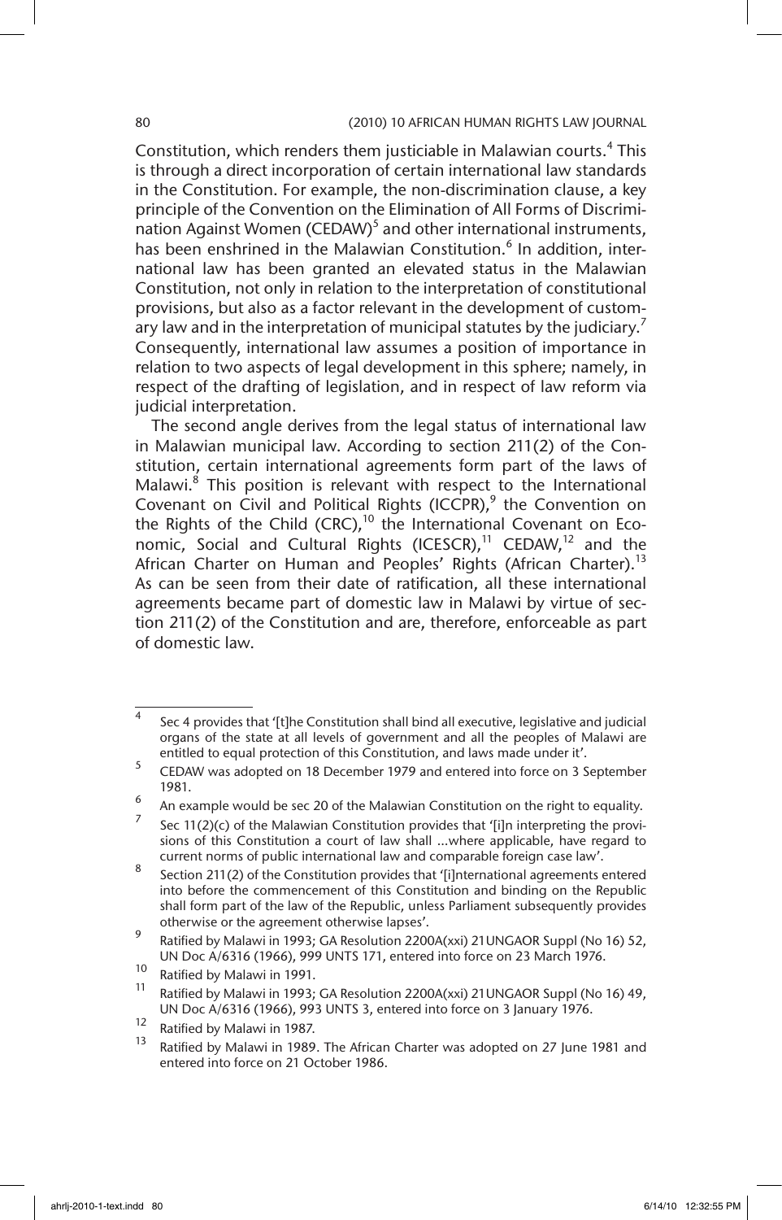Constitution, which renders them justiciable in Malawian courts.[4] This is through a direct incorporation of certain international law standards in the Constitution. For example, the non-discrimination clause, a key principle of the Convention on the Elimination of All Forms of Discrimination Against Women (CEDAW)[5] and other international instruments, has been enshrined in the Malawian Constitution.[6] In addition, international law has been granted an elevated status in the Malawian Constitution, not only in relation to the interpretation of constitutional provisions, but also as a factor relevant in the development of customary law and in the interpretation of municipal statutes by the judiciary.[7] Consequently, international law assumes a position of importance in relation to two aspects of legal development in this sphere; namely, in respect of the drafting of legislation, and in respect of law reform via judicial interpretation.

The second angle derives from the legal status of international law in Malawian municipal law. According to section 211(2) of the Constitution, certain international agreements form part of the laws of Malawi.[8] This position is relevant with respect to the International Covenant on Civil and Political Rights (ICCPR),[9] the Convention on the Rights of the Child (CRC),[10] the International Covenant on Economic, Social and Cultural Rights (ICESCR),[11] CEDAW,[12] and the African Charter on Human and Peoples' Rights (African Charter).[13] As can be seen from their date of ratification, all these international agreements became part of domestic law in Malawi by virtue of section 211(2) of the Constitution and are, therefore, enforceable as part of domestic law.

---

4 Sec 4 provides that '[t]he Constitution shall bind all executive, legislative and judicial organs of the state at all levels of government and all the peoples of Malawi are entitled to equal protection of this Constitution, and laws made under it'.

5 CEDAW was adopted on 18 December 1979 and entered into force on 3 September 1981.

6 An example would be sec 20 of the Malawian Constitution on the right to equality.

7 Sec 11(2)(c) of the Malawian Constitution provides that '[i]n interpreting the provisions of this Constitution a court of law shall ...where applicable, have regard to current norms of public international law and comparable foreign case law'.

8 Section 211(2) of the Constitution provides that '[i]nternational agreements entered into before the commencement of this Constitution and binding on the Republic shall form part of the law of the Republic, unless Parliament subsequently provides otherwise or the agreement otherwise lapses'.

9 Ratified by Malawi in 1993; GA Resolution 2200A(xxi) 21UNGAOR Suppl (No 16) 52, UN Doc A/6316 (1966), 999 UNTS 171, entered into force on 23 March 1976.

10 Ratified by Malawi in 1991.

11 Ratified by Malawi in 1993; GA Resolution 2200A(xxi) 21UNGAOR Suppl (No 16) 49, UN Doc A/6316 (1966), 993 UNTS 3, entered into force on 3 January 1976.

12 Ratified by Malawi in 1987.

13 Ratified by Malawi in 1989. The African Charter was adopted on 27 June 1981 and entered into force on 21 October 1986.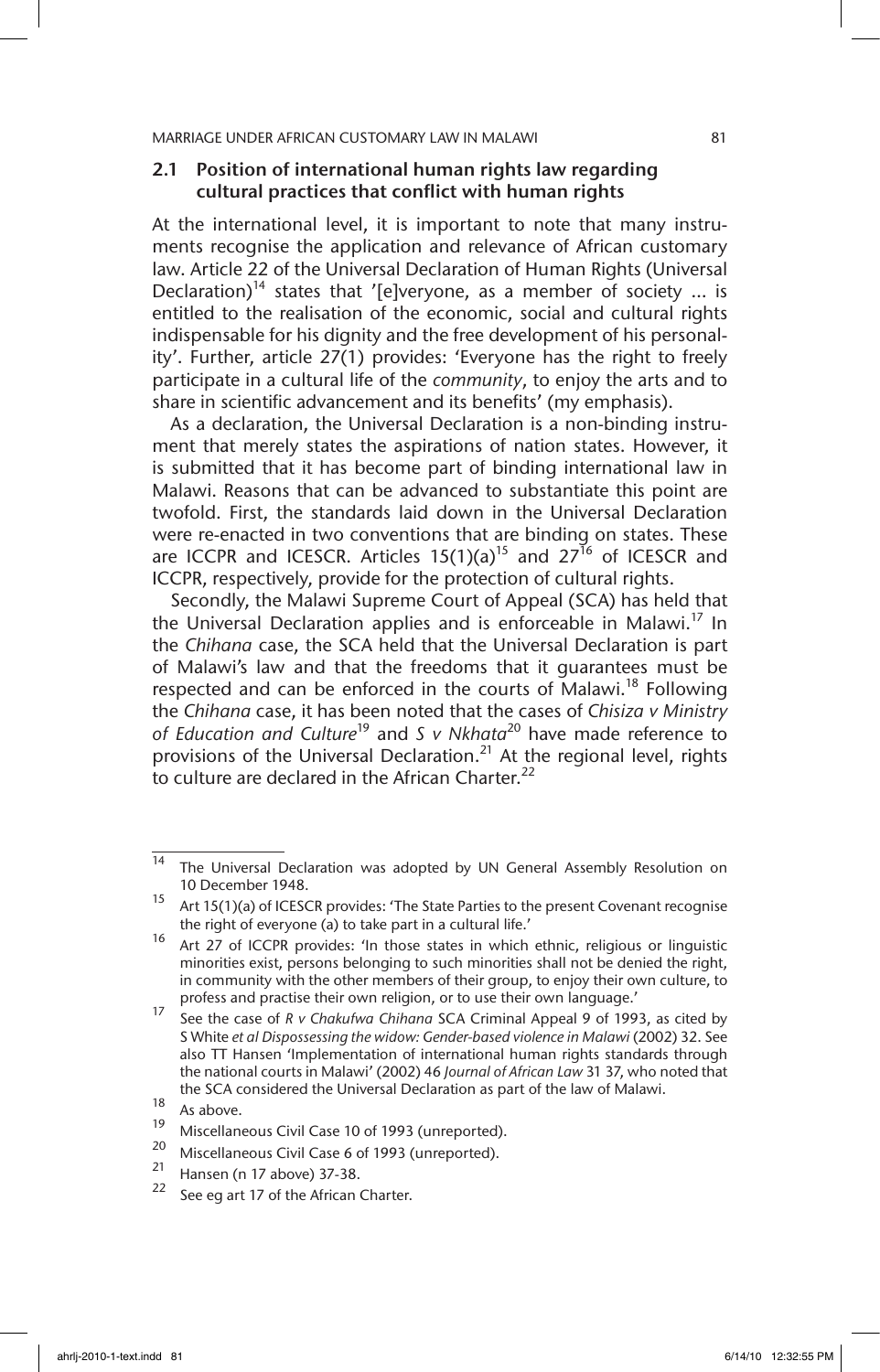## 2.1 Position of international human rights law regarding cultural practices that conflict with human rights

At the international level, it is important to note that many instruments recognise the application and relevance of African customary law. Article 22 of the Universal Declaration of Human Rights (Universal Declaration)[14] states that '[e]veryone, as a member of society ... is entitled to the realisation of the economic, social and cultural rights indispensable for his dignity and the free development of his personality'. Further, article 27(1) provides: 'Everyone has the right to freely participate in a cultural life of the *community*, to enjoy the arts and to share in scientific advancement and its benefits' (my emphasis).

As a declaration, the Universal Declaration is a non-binding instrument that merely states the aspirations of nation states. However, it is submitted that it has become part of binding international law in Malawi. Reasons that can be advanced to substantiate this point are twofold. First, the standards laid down in the Universal Declaration were re-enacted in two conventions that are binding on states. These are ICCPR and ICESCR. Articles 15(1)(a)[15] and 27[16] of ICESCR and ICCPR, respectively, provide for the protection of cultural rights.

Secondly, the Malawi Supreme Court of Appeal (SCA) has held that the Universal Declaration applies and is enforceable in Malawi.[17] In the *Chihana* case, the SCA held that the Universal Declaration is part of Malawi's law and that the freedoms that it guarantees must be respected and can be enforced in the courts of Malawi.[18] Following the *Chihana* case, it has been noted that the cases of *Chisiza v Ministry of Education and Culture*[19] and *S v Nkhata*[20] have made reference to provisions of the Universal Declaration.[21] At the regional level, rights to culture are declared in the African Charter.[22]

---

14 The Universal Declaration was adopted by UN General Assembly Resolution on 10 December 1948.

15 Art 15(1)(a) of ICESCR provides: 'The State Parties to the present Covenant recognise the right of everyone (a) to take part in a cultural life.'

16 Art 27 of ICCPR provides: 'In those states in which ethnic, religious or linguistic minorities exist, persons belonging to such minorities shall not be denied the right, in community with the other members of their group, to enjoy their own culture, to profess and practise their own religion, or to use their own language.'

17 See the case of *R v Chakufwa Chihana* SCA Criminal Appeal 9 of 1993, as cited by S White *et al Dispossessing the widow: Gender-based violence in Malawi* (2002) 32. See also TT Hansen 'Implementation of international human rights standards through the national courts in Malawi' (2002) 46 *Journal of African Law* 31 37, who noted that the SCA considered the Universal Declaration as part of the law of Malawi.

18 As above.

19 Miscellaneous Civil Case 10 of 1993 (unreported).

20 Miscellaneous Civil Case 6 of 1993 (unreported).

21 Hansen (n 17 above) 37-38.

22 See eg art 17 of the African Charter.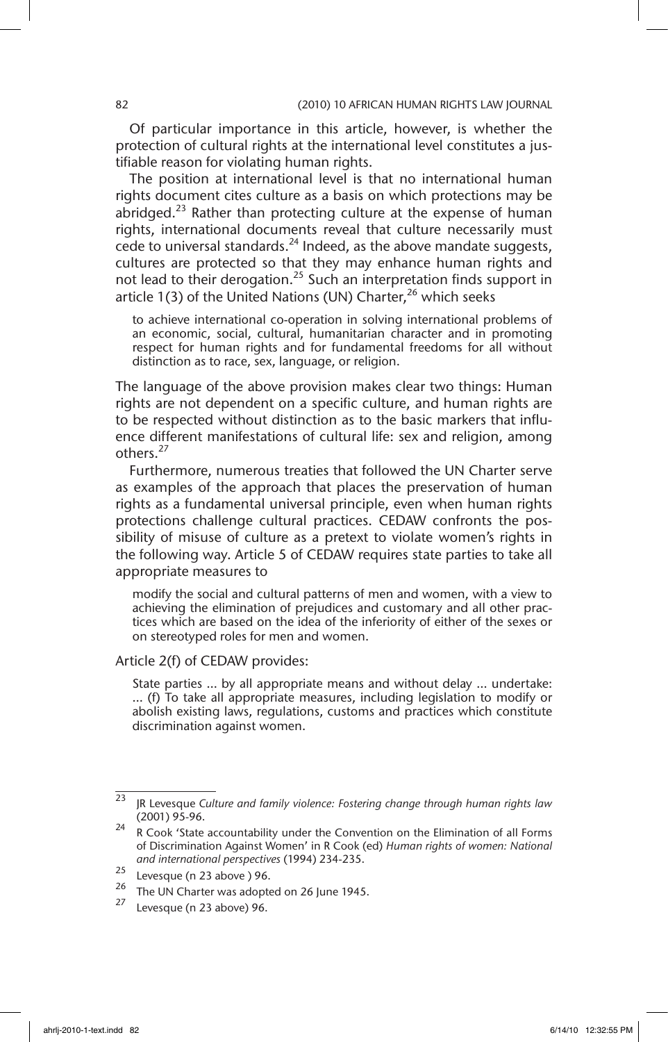Of particular importance in this article, however, is whether the protection of cultural rights at the international level constitutes a justifiable reason for violating human rights.

The position at international level is that no international human rights document cites culture as a basis on which protections may be abridged.[23] Rather than protecting culture at the expense of human rights, international documents reveal that culture necessarily must cede to universal standards.[24] Indeed, as the above mandate suggests, cultures are protected so that they may enhance human rights and not lead to their derogation.[25] Such an interpretation finds support in article 1(3) of the United Nations (UN) Charter,[26] which seeks

> to achieve international co-operation in solving international problems of an economic, social, cultural, humanitarian character and in promoting respect for human rights and for fundamental freedoms for all without distinction as to race, sex, language, or religion.

The language of the above provision makes clear two things: Human rights are not dependent on a specific culture, and human rights are to be respected without distinction as to the basic markers that influence different manifestations of cultural life: sex and religion, among others.[27]

Furthermore, numerous treaties that followed the UN Charter serve as examples of the approach that places the preservation of human rights as a fundamental universal principle, even when human rights protections challenge cultural practices. CEDAW confronts the possibility of misuse of culture as a pretext to violate women's rights in the following way. Article 5 of CEDAW requires state parties to take all appropriate measures to

> modify the social and cultural patterns of men and women, with a view to achieving the elimination of prejudices and customary and all other practices which are based on the idea of the inferiority of either of the sexes or on stereotyped roles for men and women.

Article 2(f) of CEDAW provides:

> State parties ... by all appropriate means and without delay ... undertake: ... (f) To take all appropriate measures, including legislation to modify or abolish existing laws, regulations, customs and practices which constitute discrimination against women.

---

[23] JR Levesque *Culture and family violence: Fostering change through human rights law* (2001) 95-96.

[24] R Cook 'State accountability under the Convention on the Elimination of all Forms of Discrimination Against Women' in R Cook (ed) *Human rights of women: National and international perspectives* (1994) 234-235.

[25] Levesque (n 23 above ) 96.

[26] The UN Charter was adopted on 26 June 1945.

[27] Levesque (n 23 above) 96.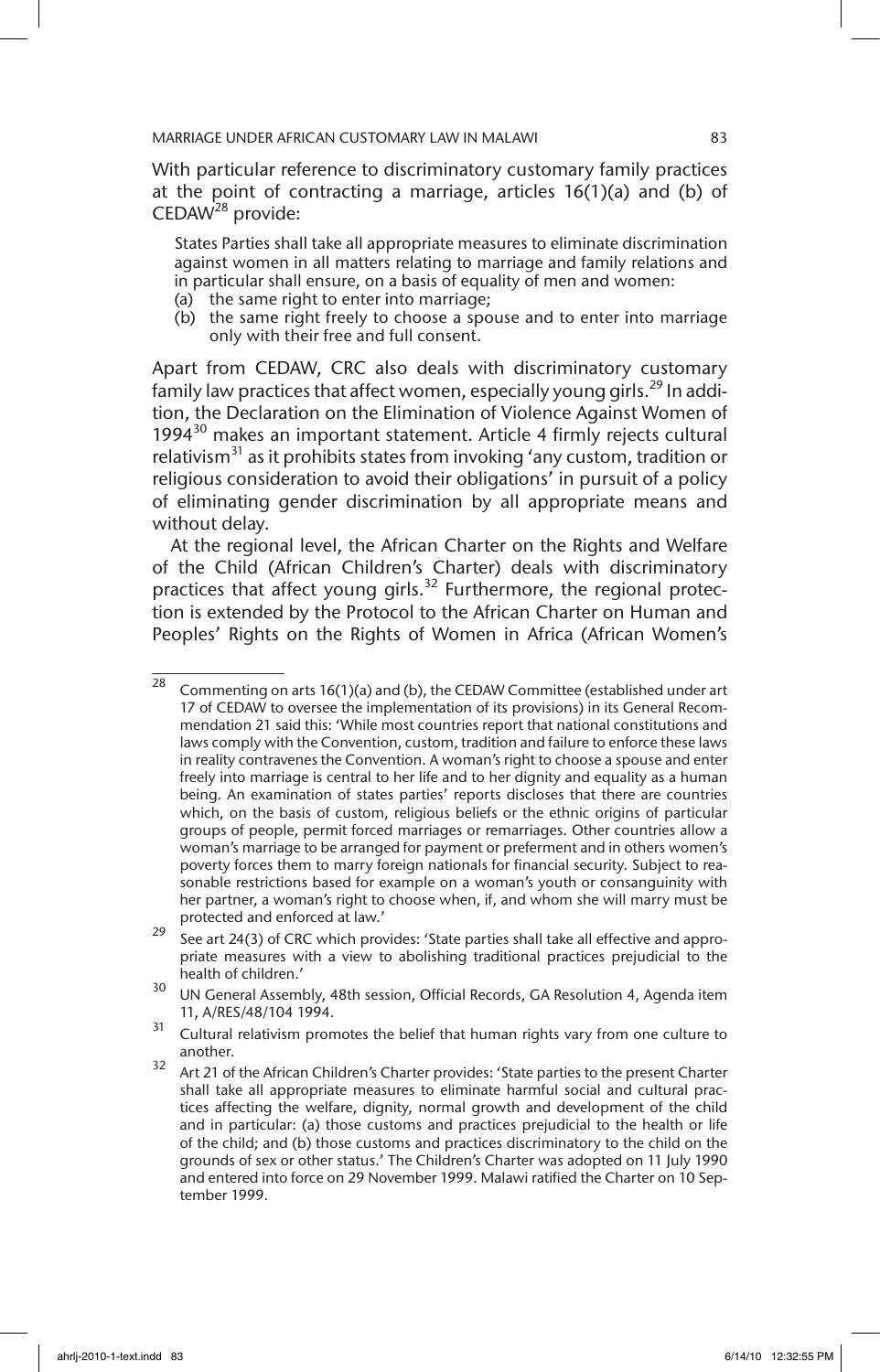With particular reference to discriminatory customary family practices at the point of contracting a marriage, articles 16(1)(a) and (b) of CEDAW[28] provide:

> States Parties shall take all appropriate measures to eliminate discrimination against women in all matters relating to marriage and family relations and in particular shall ensure, on a basis of equality of men and women:
> (a) the same right to enter into marriage;
> (b) the same right freely to choose a spouse and to enter into marriage only with their free and full consent.

Apart from CEDAW, CRC also deals with discriminatory customary family law practices that affect women, especially young girls.[29] In addition, the Declaration on the Elimination of Violence Against Women of 1994[30] makes an important statement. Article 4 firmly rejects cultural relativism[31] as it prohibits states from invoking 'any custom, tradition or religious consideration to avoid their obligations' in pursuit of a policy of eliminating gender discrimination by all appropriate means and without delay.

At the regional level, the African Charter on the Rights and Welfare of the Child (African Children's Charter) deals with discriminatory practices that affect young girls.[32] Furthermore, the regional protection is extended by the Protocol to the African Charter on Human and Peoples' Rights on the Rights of Women in Africa (African Women's

---

[28] Commenting on arts 16(1)(a) and (b), the CEDAW Committee (established under art 17 of CEDAW to oversee the implementation of its provisions) in its General Recommendation 21 said this: 'While most countries report that national constitutions and laws comply with the Convention, custom, tradition and failure to enforce these laws in reality contravenes the Convention. A woman's right to choose a spouse and enter freely into marriage is central to her life and to her dignity and equality as a human being. An examination of states parties' reports discloses that there are countries which, on the basis of custom, religious beliefs or the ethnic origins of particular groups of people, permit forced marriages or remarriages. Other countries allow a woman's marriage to be arranged for payment or preferment and in others women's poverty forces them to marry foreign nationals for financial security. Subject to reasonable restrictions based for example on a woman's youth or consanguinity with her partner, a woman's right to choose when, if, and whom she will marry must be protected and enforced at law.'

[29] See art 24(3) of CRC which provides: 'State parties shall take all effective and appropriate measures with a view to abolishing traditional practices prejudicial to the health of children.'

[30] UN General Assembly, 48th session, Official Records, GA Resolution 4, Agenda item 11, A/RES/48/104 1994.

[31] Cultural relativism promotes the belief that human rights vary from one culture to another.

[32] Art 21 of the African Children's Charter provides: 'State parties to the present Charter shall take all appropriate measures to eliminate harmful social and cultural practices affecting the welfare, dignity, normal growth and development of the child and in particular: (a) those customs and practices prejudicial to the health or life of the child; and (b) those customs and practices discriminatory to the child on the grounds of sex or other status.' The Children's Charter was adopted on 11 July 1990 and entered into force on 29 November 1999. Malawi ratified the Charter on 10 September 1999.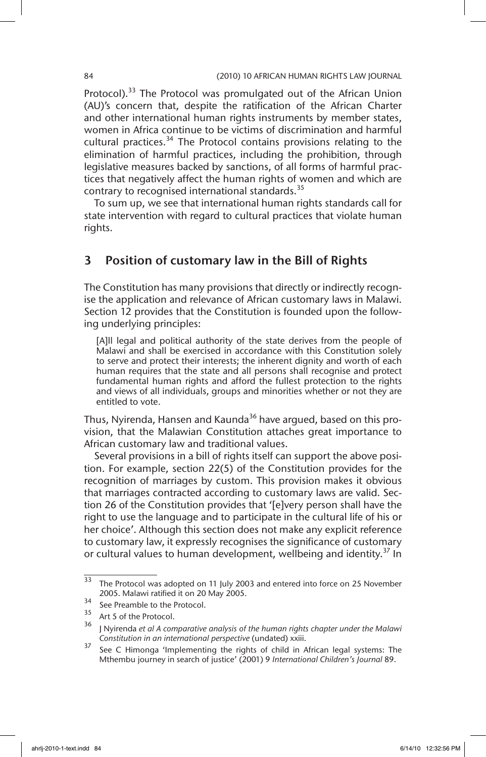Protocol).[33] The Protocol was promulgated out of the African Union (AU)'s concern that, despite the ratification of the African Charter and other international human rights instruments by member states, women in Africa continue to be victims of discrimination and harmful cultural practices.[34] The Protocol contains provisions relating to the elimination of harmful practices, including the prohibition, through legislative measures backed by sanctions, of all forms of harmful practices that negatively affect the human rights of women and which are contrary to recognised international standards.[35]

To sum up, we see that international human rights standards call for state intervention with regard to cultural practices that violate human rights.

## 3 Position of customary law in the Bill of Rights

The Constitution has many provisions that directly or indirectly recognise the application and relevance of African customary laws in Malawi. Section 12 provides that the Constitution is founded upon the following underlying principles:

> [A]ll legal and political authority of the state derives from the people of Malawi and shall be exercised in accordance with this Constitution solely to serve and protect their interests; the inherent dignity and worth of each human requires that the state and all persons shall recognise and protect fundamental human rights and afford the fullest protection to the rights and views of all individuals, groups and minorities whether or not they are entitled to vote.

Thus, Nyirenda, Hansen and Kaunda[36] have argued, based on this provision, that the Malawian Constitution attaches great importance to African customary law and traditional values.

Several provisions in a bill of rights itself can support the above position. For example, section 22(5) of the Constitution provides for the recognition of marriages by custom. This provision makes it obvious that marriages contracted according to customary laws are valid. Section 26 of the Constitution provides that '[e]very person shall have the right to use the language and to participate in the cultural life of his or her choice'. Although this section does not make any explicit reference to customary law, it expressly recognises the significance of customary or cultural values to human development, wellbeing and identity.[37] In

---

[33] The Protocol was adopted on 11 July 2003 and entered into force on 25 November 2005. Malawi ratified it on 20 May 2005.

[34] See Preamble to the Protocol.

[35] Art 5 of the Protocol.

[36] J Nyirenda *et al A comparative analysis of the human rights chapter under the Malawi Constitution in an international perspective* (undated) xxiii.

[37] See C Himonga 'Implementing the rights of child in African legal systems: The Mthembu journey in search of justice' (2001) 9 *International Children's Journal* 89.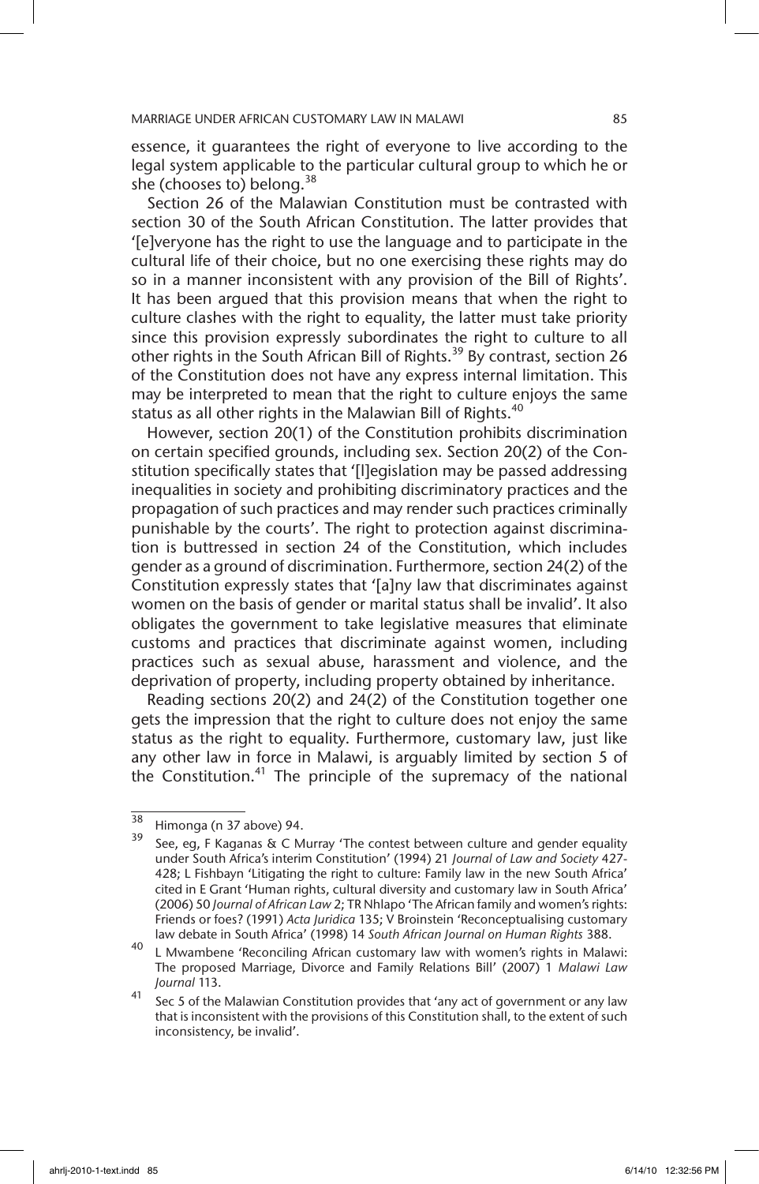essence, it guarantees the right of everyone to live according to the legal system applicable to the particular cultural group to which he or she (chooses to) belong.[38]

Section 26 of the Malawian Constitution must be contrasted with section 30 of the South African Constitution. The latter provides that '[e]veryone has the right to use the language and to participate in the cultural life of their choice, but no one exercising these rights may do so in a manner inconsistent with any provision of the Bill of Rights'. It has been argued that this provision means that when the right to culture clashes with the right to equality, the latter must take priority since this provision expressly subordinates the right to culture to all other rights in the South African Bill of Rights.[39] By contrast, section 26 of the Constitution does not have any express internal limitation. This may be interpreted to mean that the right to culture enjoys the same status as all other rights in the Malawian Bill of Rights.[40]

However, section 20(1) of the Constitution prohibits discrimination on certain specified grounds, including sex. Section 20(2) of the Constitution specifically states that '[l]egislation may be passed addressing inequalities in society and prohibiting discriminatory practices and the propagation of such practices and may render such practices criminally punishable by the courts'. The right to protection against discrimination is buttressed in section 24 of the Constitution, which includes gender as a ground of discrimination. Furthermore, section 24(2) of the Constitution expressly states that '[a]ny law that discriminates against women on the basis of gender or marital status shall be invalid'. It also obligates the government to take legislative measures that eliminate customs and practices that discriminate against women, including practices such as sexual abuse, harassment and violence, and the deprivation of property, including property obtained by inheritance.

Reading sections 20(2) and 24(2) of the Constitution together one gets the impression that the right to culture does not enjoy the same status as the right to equality. Furthermore, customary law, just like any other law in force in Malawi, is arguably limited by section 5 of the Constitution.[41] The principle of the supremacy of the national

---

[38] Himonga (n 37 above) 94.

[39] See, eg, F Kaganas & C Murray 'The contest between culture and gender equality under South Africa's interim Constitution' (1994) 21 *Journal of Law and Society* 427-428; L Fishbayn 'Litigating the right to culture: Family law in the new South Africa' cited in E Grant 'Human rights, cultural diversity and customary law in South Africa' (2006) 50 *Journal of African Law* 2; TR Nhlapo 'The African family and women's rights: Friends or foes? (1991) *Acta Juridica* 135; V Broinstein 'Reconceptualising customary law debate in South Africa' (1998) 14 *South African Journal on Human Rights* 388.

[40] L Mwambene 'Reconciling African customary law with women's rights in Malawi: The proposed Marriage, Divorce and Family Relations Bill' (2007) 1 *Malawi Law Journal* 113.

[41] Sec 5 of the Malawian Constitution provides that 'any act of government or any law that is inconsistent with the provisions of this Constitution shall, to the extent of such inconsistency, be invalid'.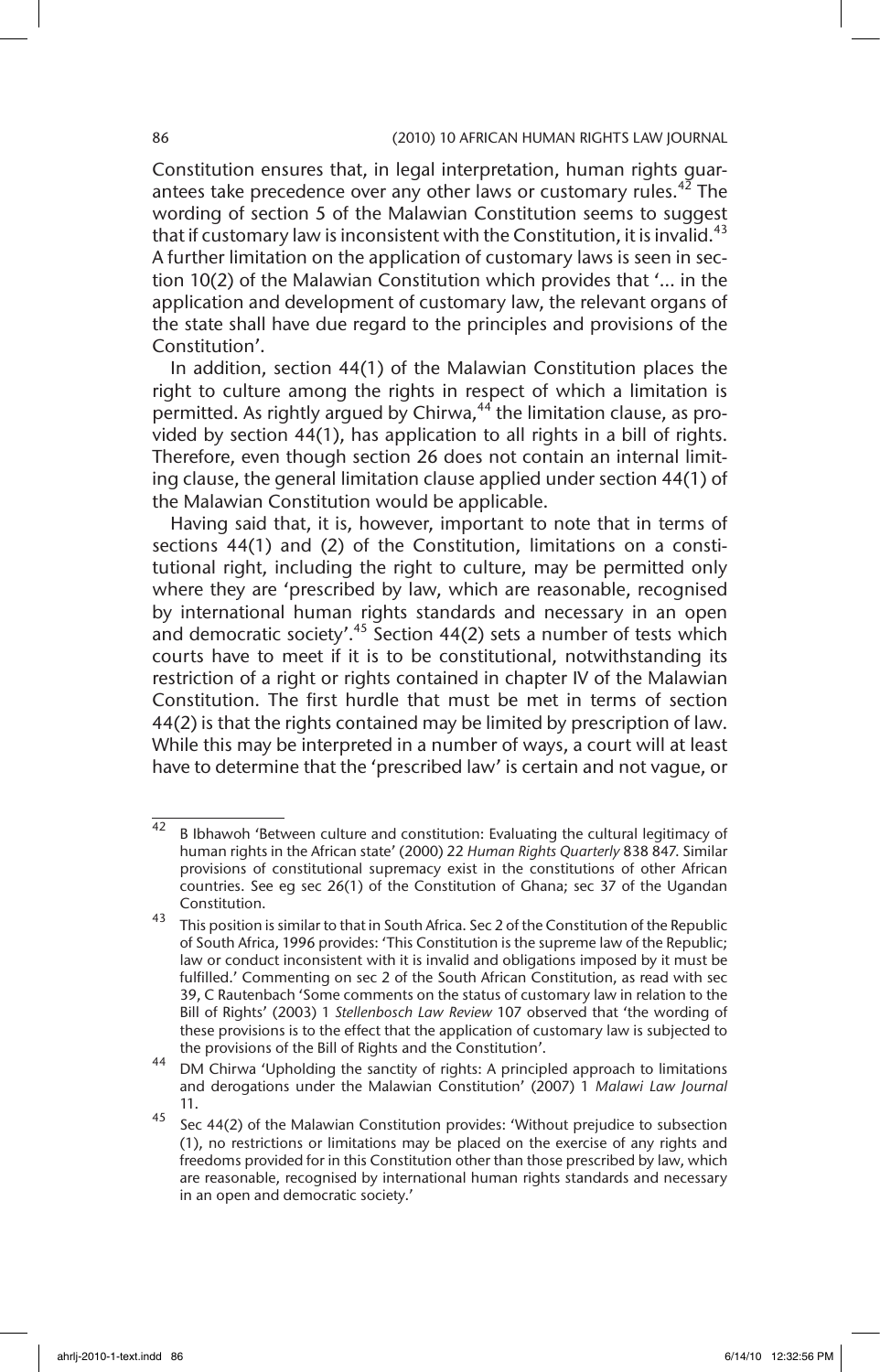Constitution ensures that, in legal interpretation, human rights guarantees take precedence over any other laws or customary rules.[42] The wording of section 5 of the Malawian Constitution seems to suggest that if customary law is inconsistent with the Constitution, it is invalid.[43] A further limitation on the application of customary laws is seen in section 10(2) of the Malawian Constitution which provides that '... in the application and development of customary law, the relevant organs of the state shall have due regard to the principles and provisions of the Constitution'.

In addition, section 44(1) of the Malawian Constitution places the right to culture among the rights in respect of which a limitation is permitted. As rightly argued by Chirwa,[44] the limitation clause, as provided by section 44(1), has application to all rights in a bill of rights. Therefore, even though section 26 does not contain an internal limiting clause, the general limitation clause applied under section 44(1) of the Malawian Constitution would be applicable.

Having said that, it is, however, important to note that in terms of sections 44(1) and (2) of the Constitution, limitations on a constitutional right, including the right to culture, may be permitted only where they are 'prescribed by law, which are reasonable, recognised by international human rights standards and necessary in an open and democratic society'.[45] Section 44(2) sets a number of tests which courts have to meet if it is to be constitutional, notwithstanding its restriction of a right or rights contained in chapter IV of the Malawian Constitution. The first hurdle that must be met in terms of section 44(2) is that the rights contained may be limited by prescription of law. While this may be interpreted in a number of ways, a court will at least have to determine that the 'prescribed law' is certain and not vague, or

---

42 B Ibhawoh 'Between culture and constitution: Evaluating the cultural legitimacy of human rights in the African state' (2000) 22 *Human Rights Quarterly* 838 847. Similar provisions of constitutional supremacy exist in the constitutions of other African countries. See eg sec 26(1) of the Constitution of Ghana; sec 37 of the Ugandan Constitution.

43 This position is similar to that in South Africa. Sec 2 of the Constitution of the Republic of South Africa, 1996 provides: 'This Constitution is the supreme law of the Republic; law or conduct inconsistent with it is invalid and obligations imposed by it must be fulfilled.' Commenting on sec 2 of the South African Constitution, as read with sec 39, C Rautenbach 'Some comments on the status of customary law in relation to the Bill of Rights' (2003) 1 *Stellenbosch Law Review* 107 observed that 'the wording of these provisions is to the effect that the application of customary law is subjected to the provisions of the Bill of Rights and the Constitution'.

44 DM Chirwa 'Upholding the sanctity of rights: A principled approach to limitations and derogations under the Malawian Constitution' (2007) 1 *Malawi Law Journal* 11.

45 Sec 44(2) of the Malawian Constitution provides: 'Without prejudice to subsection (1), no restrictions or limitations may be placed on the exercise of any rights and freedoms provided for in this Constitution other than those prescribed by law, which are reasonable, recognised by international human rights standards and necessary in an open and democratic society.'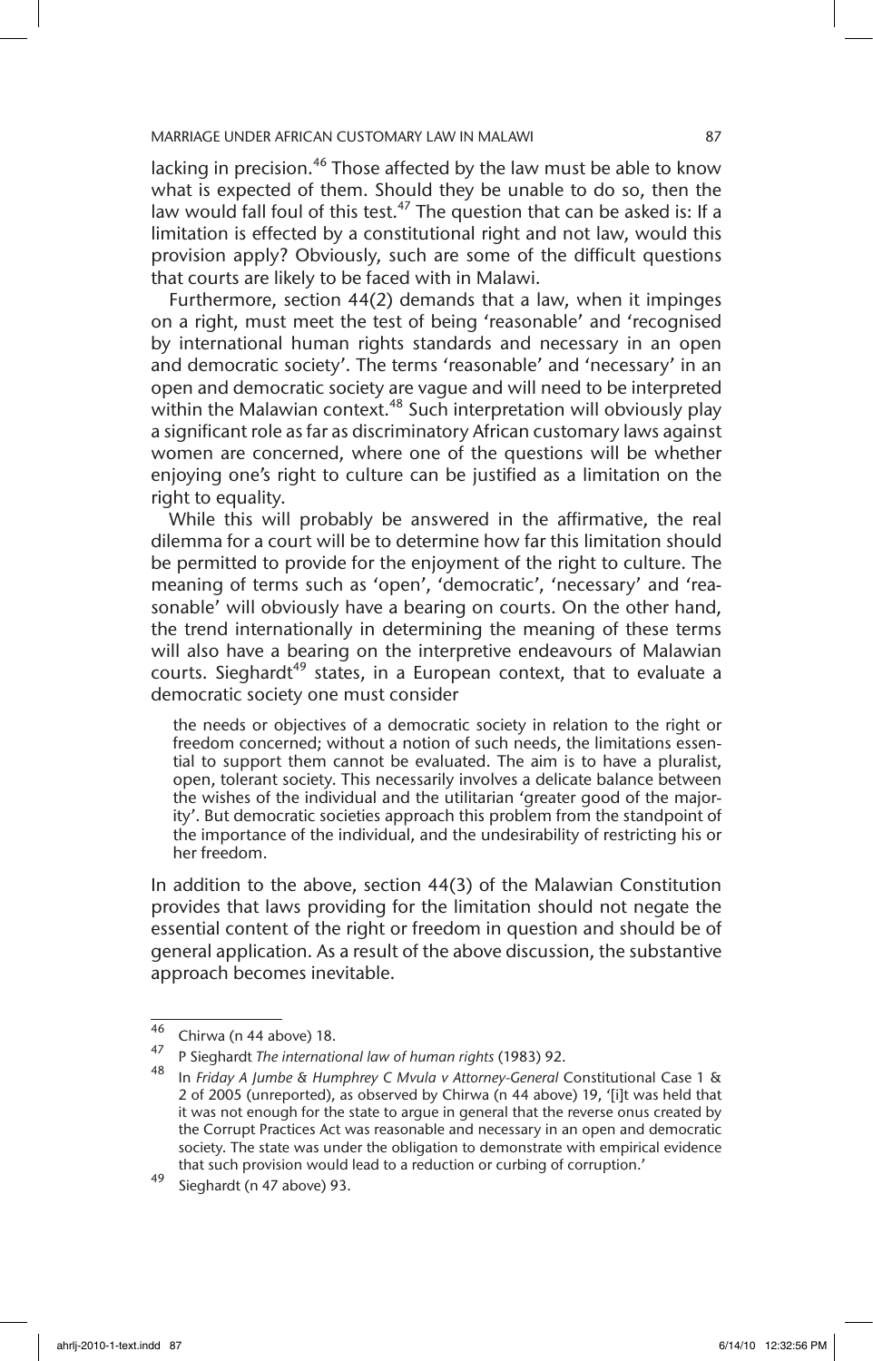lacking in precision.[46] Those affected by the law must be able to know what is expected of them. Should they be unable to do so, then the law would fall foul of this test.[47] The question that can be asked is: If a limitation is effected by a constitutional right and not law, would this provision apply? Obviously, such are some of the difficult questions that courts are likely to be faced with in Malawi.

Furthermore, section 44(2) demands that a law, when it impinges on a right, must meet the test of being 'reasonable' and 'recognised by international human rights standards and necessary in an open and democratic society'. The terms 'reasonable' and 'necessary' in an open and democratic society are vague and will need to be interpreted within the Malawian context.[48] Such interpretation will obviously play a significant role as far as discriminatory African customary laws against women are concerned, where one of the questions will be whether enjoying one's right to culture can be justified as a limitation on the right to equality.

While this will probably be answered in the affirmative, the real dilemma for a court will be to determine how far this limitation should be permitted to provide for the enjoyment of the right to culture. The meaning of terms such as 'open', 'democratic', 'necessary' and 'reasonable' will obviously have a bearing on courts. On the other hand, the trend internationally in determining the meaning of these terms will also have a bearing on the interpretive endeavours of Malawian courts. Sieghardt[49] states, in a European context, that to evaluate a democratic society one must consider

> the needs or objectives of a democratic society in relation to the right or freedom concerned; without a notion of such needs, the limitations essential to support them cannot be evaluated. The aim is to have a pluralist, open, tolerant society. This necessarily involves a delicate balance between the wishes of the individual and the utilitarian 'greater good of the majority'. But democratic societies approach this problem from the standpoint of the importance of the individual, and the undesirability of restricting his or her freedom.

In addition to the above, section 44(3) of the Malawian Constitution provides that laws providing for the limitation should not negate the essential content of the right or freedom in question and should be of general application. As a result of the above discussion, the substantive approach becomes inevitable.

---

[46] Chirwa (n 44 above) 18.

[47] P Sieghardt *The international law of human rights* (1983) 92.

[48] In *Friday A Jumbe & Humphrey C Mvula v Attorney-General* Constitutional Case 1 & 2 of 2005 (unreported), as observed by Chirwa (n 44 above) 19, '[i]t was held that it was not enough for the state to argue in general that the reverse onus created by the Corrupt Practices Act was reasonable and necessary in an open and democratic society. The state was under the obligation to demonstrate with empirical evidence that such provision would lead to a reduction or curbing of corruption.'

[49] Sieghardt (n 47 above) 93.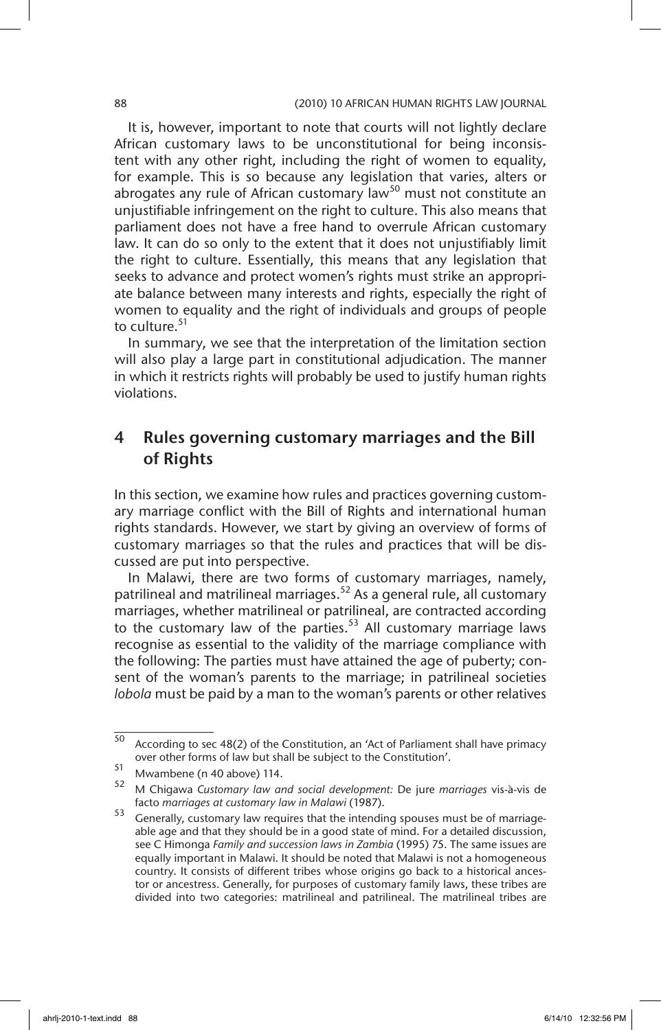It is, however, important to note that courts will not lightly declare African customary laws to be unconstitutional for being inconsistent with any other right, including the right of women to equality, for example. This is so because any legislation that varies, alters or abrogates any rule of African customary law[50] must not constitute an unjustifiable infringement on the right to culture. This also means that parliament does not have a free hand to overrule African customary law. It can do so only to the extent that it does not unjustifiably limit the right to culture. Essentially, this means that any legislation that seeks to advance and protect women's rights must strike an appropriate balance between many interests and rights, especially the right of women to equality and the right of individuals and groups of people to culture.[51]

In summary, we see that the interpretation of the limitation section will also play a large part in constitutional adjudication. The manner in which it restricts rights will probably be used to justify human rights violations.

## 4 Rules governing customary marriages and the Bill of Rights

In this section, we examine how rules and practices governing customary marriage conflict with the Bill of Rights and international human rights standards. However, we start by giving an overview of forms of customary marriages so that the rules and practices that will be discussed are put into perspective.

In Malawi, there are two forms of customary marriages, namely, patrilineal and matrilineal marriages.[52] As a general rule, all customary marriages, whether matrilineal or patrilineal, are contracted according to the customary law of the parties.[53] All customary marriage laws recognise as essential to the validity of the marriage compliance with the following: The parties must have attained the age of puberty; consent of the woman's parents to the marriage; in patrilineal societies *lobola* must be paid by a man to the woman's parents or other relatives

---

[50] According to sec 48(2) of the Constitution, an 'Act of Parliament shall have primacy over other forms of law but shall be subject to the Constitution'.

[51] Mwambene (n 40 above) 114.

[52] M Chigawa *Customary law and social development:* De jure *marriages* vis-à-vis de facto *marriages at customary law in Malawi* (1987).

[53] Generally, customary law requires that the intending spouses must be of marriageable age and that they should be in a good state of mind. For a detailed discussion, see C Himonga *Family and succession laws in Zambia* (1995) 75. The same issues are equally important in Malawi. It should be noted that Malawi is not a homogeneous country. It consists of different tribes whose origins go back to a historical ancestor or ancestress. Generally, for purposes of customary family laws, these tribes are divided into two categories: matrilineal and patrilineal. The matrilineal tribes are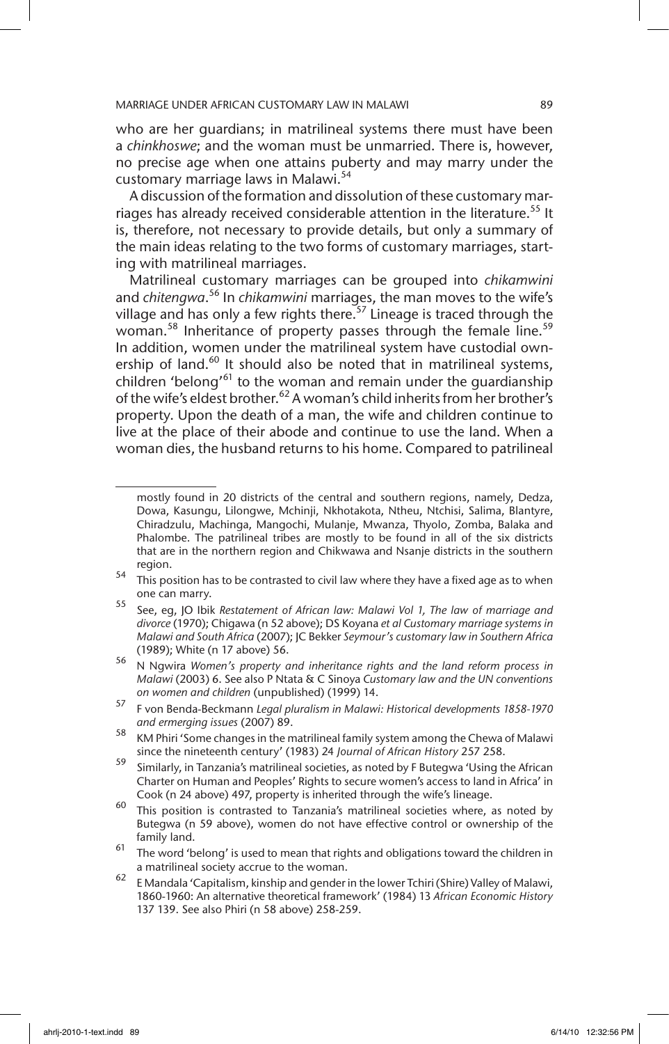who are her guardians; in matrilineal systems there must have been a *chinkhoswe*; and the woman must be unmarried. There is, however, no precise age when one attains puberty and may marry under the customary marriage laws in Malawi.[54]

A discussion of the formation and dissolution of these customary marriages has already received considerable attention in the literature.[55] It is, therefore, not necessary to provide details, but only a summary of the main ideas relating to the two forms of customary marriages, starting with matrilineal marriages.

Matrilineal customary marriages can be grouped into *chikamwini* and *chitengwa*.[56] In *chikamwini* marriages, the man moves to the wife's village and has only a few rights there.[57] Lineage is traced through the woman.[58] Inheritance of property passes through the female line.[59] In addition, women under the matrilineal system have custodial ownership of land.[60] It should also be noted that in matrilineal systems, children 'belong'[61] to the woman and remain under the guardianship of the wife's eldest brother.[62] A woman's child inherits from her brother's property. Upon the death of a man, the wife and children continue to live at the place of their abode and continue to use the land. When a woman dies, the husband returns to his home. Compared to patrilineal

---

mostly found in 20 districts of the central and southern regions, namely, Dedza, Dowa, Kasungu, Lilongwe, Mchinji, Nkhotakota, Ntheu, Ntchisi, Salima, Blantyre, Chiradzulu, Machinga, Mangochi, Mulanje, Mwanza, Thyolo, Zomba, Balaka and Phalombe. The patrilineal tribes are mostly to be found in all of the six districts that are in the northern region and Chikwawa and Nsanje districts in the southern region.

[54] This position has to be contrasted to civil law where they have a fixed age as to when one can marry.

[55] See, eg, JO Ibik *Restatement of African law: Malawi Vol 1, The law of marriage and divorce* (1970); Chigawa (n 52 above); DS Koyana *et al Customary marriage systems in Malawi and South Africa* (2007); JC Bekker *Seymour's customary law in Southern Africa* (1989); White (n 17 above) 56.

[56] N Ngwira *Women's property and inheritance rights and the land reform process in Malawi* (2003) 6. See also P Ntata & C Sinoya *Customary law and the UN conventions on women and children* (unpublished) (1999) 14.

[57] F von Benda-Beckmann *Legal pluralism in Malawi: Historical developments 1858-1970 and ermerging issues* (2007) 89.

[58] KM Phiri 'Some changes in the matrilineal family system among the Chewa of Malawi since the nineteenth century' (1983) 24 *Journal of African History* 257 258.

[59] Similarly, in Tanzania's matrilineal societies, as noted by F Butegwa 'Using the African Charter on Human and Peoples' Rights to secure women's access to land in Africa' in Cook (n 24 above) 497, property is inherited through the wife's lineage.

[60] This position is contrasted to Tanzania's matrilineal societies where, as noted by Butegwa (n 59 above), women do not have effective control or ownership of the family land.

[61] The word 'belong' is used to mean that rights and obligations toward the children in a matrilineal society accrue to the woman.

[62] E Mandala 'Capitalism, kinship and gender in the lower Tchiri (Shire) Valley of Malawi, 1860-1960: An alternative theoretical framework' (1984) 13 *African Economic History* 137 139. See also Phiri (n 58 above) 258-259.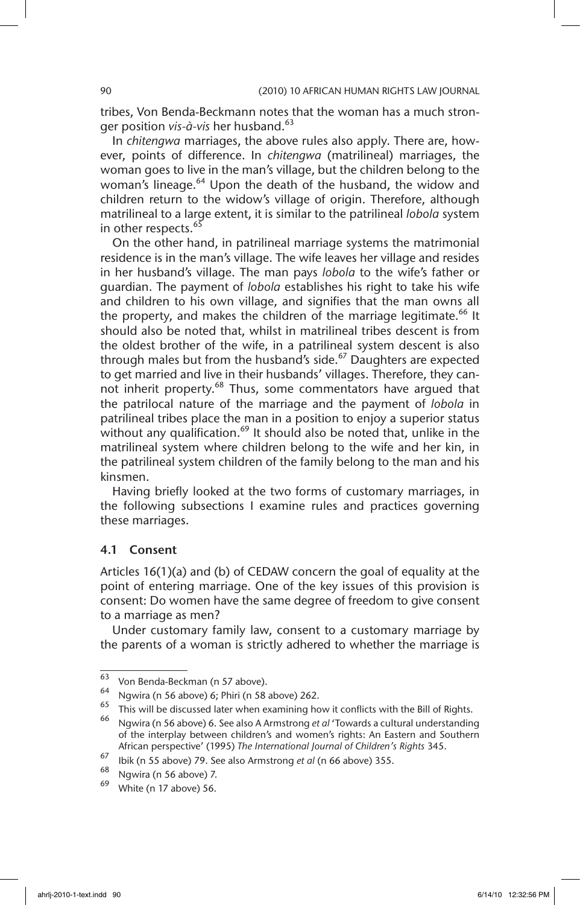tribes, Von Benda-Beckmann notes that the woman has a much stronger position *vis-à-vis* her husband.[63]

In *chitengwa* marriages, the above rules also apply. There are, however, points of difference. In *chitengwa* (matrilineal) marriages, the woman goes to live in the man's village, but the children belong to the woman's lineage.[64] Upon the death of the husband, the widow and children return to the widow's village of origin. Therefore, although matrilineal to a large extent, it is similar to the patrilineal *lobola* system in other respects.[65]

On the other hand, in patrilineal marriage systems the matrimonial residence is in the man's village. The wife leaves her village and resides in her husband's village. The man pays *lobola* to the wife's father or guardian. The payment of *lobola* establishes his right to take his wife and children to his own village, and signifies that the man owns all the property, and makes the children of the marriage legitimate.[66] It should also be noted that, whilst in matrilineal tribes descent is from the oldest brother of the wife, in a patrilineal system descent is also through males but from the husband's side.[67] Daughters are expected to get married and live in their husbands' villages. Therefore, they cannot inherit property.[68] Thus, some commentators have argued that the patrilocal nature of the marriage and the payment of *lobola* in patrilineal tribes place the man in a position to enjoy a superior status without any qualification.[69] It should also be noted that, unlike in the matrilineal system where children belong to the wife and her kin, in the patrilineal system children of the family belong to the man and his kinsmen.

Having briefly looked at the two forms of customary marriages, in the following subsections I examine rules and practices governing these marriages.

### 4.1 Consent

Articles 16(1)(a) and (b) of CEDAW concern the goal of equality at the point of entering marriage. One of the key issues of this provision is consent: Do women have the same degree of freedom to give consent to a marriage as men?

Under customary family law, consent to a customary marriage by the parents of a woman is strictly adhered to whether the marriage is

---

63 Von Benda-Beckman (n 57 above).

64 Ngwira (n 56 above) 6; Phiri (n 58 above) 262.

65 This will be discussed later when examining how it conflicts with the Bill of Rights.

66 Ngwira (n 56 above) 6. See also A Armstrong *et al* 'Towards a cultural understanding of the interplay between children's and women's rights: An Eastern and Southern African perspective' (1995) *The International Journal of Children's Rights* 345.

67 Ibik (n 55 above) 79. See also Armstrong *et al* (n 66 above) 355.

68 Ngwira (n 56 above) 7.

69 White (n 17 above) 56.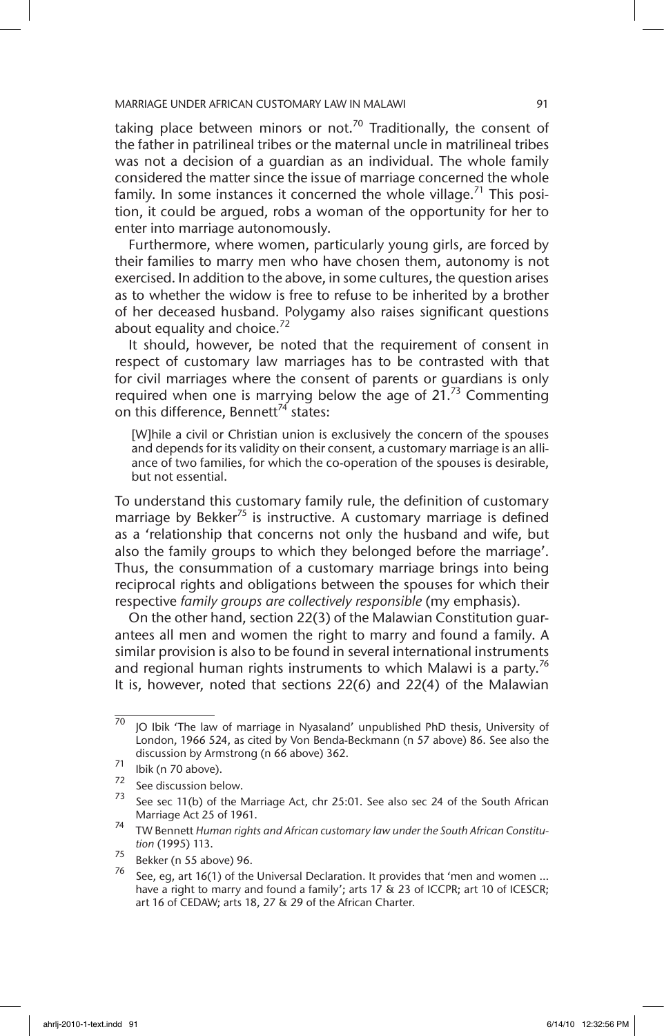taking place between minors or not.[70] Traditionally, the consent of the father in patrilineal tribes or the maternal uncle in matrilineal tribes was not a decision of a guardian as an individual. The whole family considered the matter since the issue of marriage concerned the whole family. In some instances it concerned the whole village.[71] This position, it could be argued, robs a woman of the opportunity for her to enter into marriage autonomously.

Furthermore, where women, particularly young girls, are forced by their families to marry men who have chosen them, autonomy is not exercised. In addition to the above, in some cultures, the question arises as to whether the widow is free to refuse to be inherited by a brother of her deceased husband. Polygamy also raises significant questions about equality and choice.[72]

It should, however, be noted that the requirement of consent in respect of customary law marriages has to be contrasted with that for civil marriages where the consent of parents or guardians is only required when one is marrying below the age of 21.[73] Commenting on this difference, Bennett[74] states:

> [W]hile a civil or Christian union is exclusively the concern of the spouses and depends for its validity on their consent, a customary marriage is an alliance of two families, for which the co-operation of the spouses is desirable, but not essential.

To understand this customary family rule, the definition of customary marriage by Bekker[75] is instructive. A customary marriage is defined as a 'relationship that concerns not only the husband and wife, but also the family groups to which they belonged before the marriage'. Thus, the consummation of a customary marriage brings into being reciprocal rights and obligations between the spouses for which their respective *family groups are collectively responsible* (my emphasis).

On the other hand, section 22(3) of the Malawian Constitution guarantees all men and women the right to marry and found a family. A similar provision is also to be found in several international instruments and regional human rights instruments to which Malawi is a party.[76] It is, however, noted that sections 22(6) and 22(4) of the Malawian

---

[70] JO Ibik 'The law of marriage in Nyasaland' unpublished PhD thesis, University of London, 1966 524, as cited by Von Benda-Beckmann (n 57 above) 86. See also the discussion by Armstrong (n 66 above) 362.

[71] Ibik (n 70 above).

[72] See discussion below.

[73] See sec 11(b) of the Marriage Act, chr 25:01. See also sec 24 of the South African Marriage Act 25 of 1961.

[74] TW Bennett *Human rights and African customary law under the South African Constitution* (1995) 113.

[75] Bekker (n 55 above) 96.

[76] See, eg, art 16(1) of the Universal Declaration. It provides that 'men and women ... have a right to marry and found a family'; arts 17 & 23 of ICCPR; art 10 of ICESCR; art 16 of CEDAW; arts 18, 27 & 29 of the African Charter.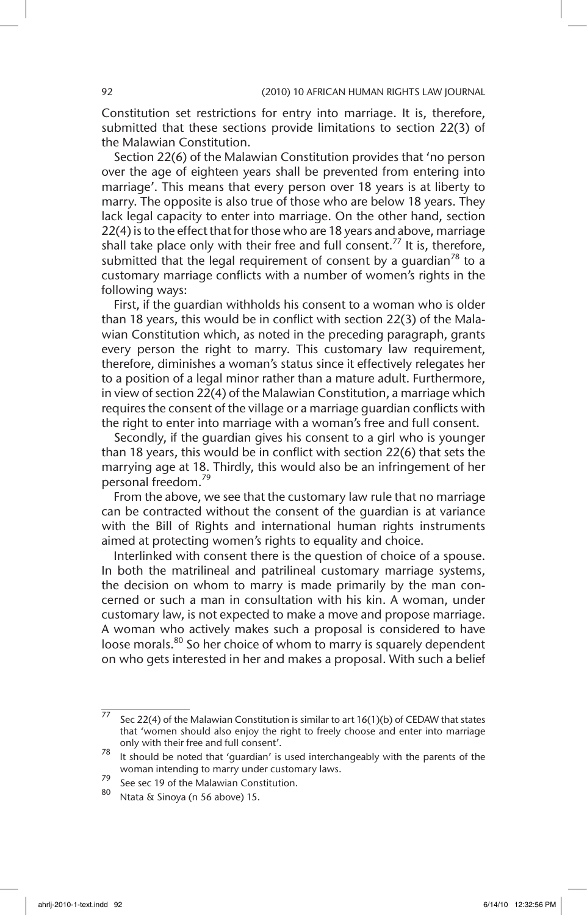Constitution set restrictions for entry into marriage. It is, therefore, submitted that these sections provide limitations to section 22(3) of the Malawian Constitution.

Section 22(6) of the Malawian Constitution provides that 'no person over the age of eighteen years shall be prevented from entering into marriage'. This means that every person over 18 years is at liberty to marry. The opposite is also true of those who are below 18 years. They lack legal capacity to enter into marriage. On the other hand, section 22(4) is to the effect that for those who are 18 years and above, marriage shall take place only with their free and full consent.[77] It is, therefore, submitted that the legal requirement of consent by a guardian[78] to a customary marriage conflicts with a number of women's rights in the following ways:

First, if the guardian withholds his consent to a woman who is older than 18 years, this would be in conflict with section 22(3) of the Malawian Constitution which, as noted in the preceding paragraph, grants every person the right to marry. This customary law requirement, therefore, diminishes a woman's status since it effectively relegates her to a position of a legal minor rather than a mature adult. Furthermore, in view of section 22(4) of the Malawian Constitution, a marriage which requires the consent of the village or a marriage guardian conflicts with the right to enter into marriage with a woman's free and full consent.

Secondly, if the guardian gives his consent to a girl who is younger than 18 years, this would be in conflict with section 22(6) that sets the marrying age at 18. Thirdly, this would also be an infringement of her personal freedom.[79]

From the above, we see that the customary law rule that no marriage can be contracted without the consent of the guardian is at variance with the Bill of Rights and international human rights instruments aimed at protecting women's rights to equality and choice.

Interlinked with consent there is the question of choice of a spouse. In both the matrilineal and patrilineal customary marriage systems, the decision on whom to marry is made primarily by the man concerned or such a man in consultation with his kin. A woman, under customary law, is not expected to make a move and propose marriage. A woman who actively makes such a proposal is considered to have loose morals.[80] So her choice of whom to marry is squarely dependent on who gets interested in her and makes a proposal. With such a belief

---

[77] Sec 22(4) of the Malawian Constitution is similar to art 16(1)(b) of CEDAW that states that 'women should also enjoy the right to freely choose and enter into marriage only with their free and full consent'.

[78] It should be noted that 'guardian' is used interchangeably with the parents of the woman intending to marry under customary laws.

[79] See sec 19 of the Malawian Constitution.

[80] Ntata & Sinoya (n 56 above) 15.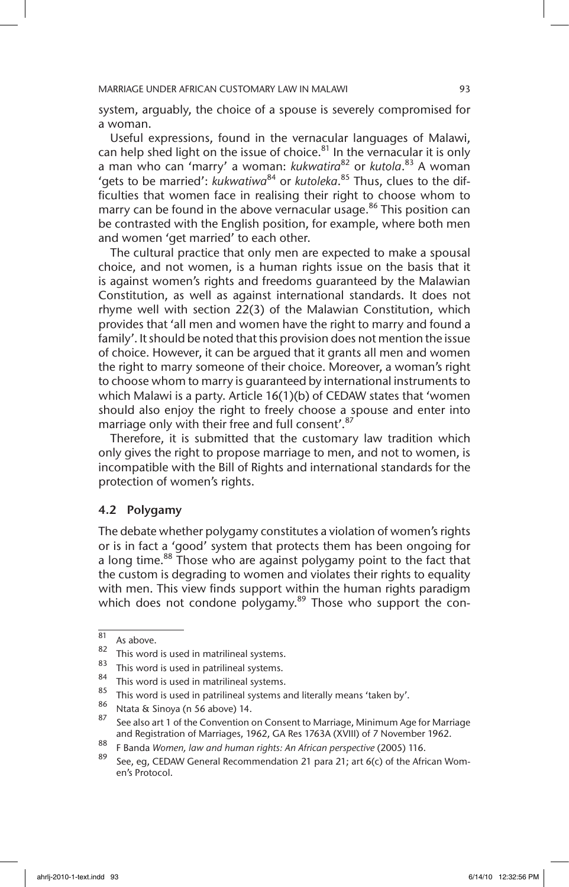system, arguably, the choice of a spouse is severely compromised for a woman.

Useful expressions, found in the vernacular languages of Malawi, can help shed light on the issue of choice.[81] In the vernacular it is only a man who can 'marry' a woman: *kukwatira*[82] or *kutola*.[83] A woman 'gets to be married': *kukwatiwa*[84] or *kutoleka*.[85] Thus, clues to the difficulties that women face in realising their right to choose whom to marry can be found in the above vernacular usage.[86] This position can be contrasted with the English position, for example, where both men and women 'get married' to each other.

The cultural practice that only men are expected to make a spousal choice, and not women, is a human rights issue on the basis that it is against women's rights and freedoms guaranteed by the Malawian Constitution, as well as against international standards. It does not rhyme well with section 22(3) of the Malawian Constitution, which provides that 'all men and women have the right to marry and found a family'. It should be noted that this provision does not mention the issue of choice. However, it can be argued that it grants all men and women the right to marry someone of their choice. Moreover, a woman's right to choose whom to marry is guaranteed by international instruments to which Malawi is a party. Article 16(1)(b) of CEDAW states that 'women should also enjoy the right to freely choose a spouse and enter into marriage only with their free and full consent'.[87]

Therefore, it is submitted that the customary law tradition which only gives the right to propose marriage to men, and not to women, is incompatible with the Bill of Rights and international standards for the protection of women's rights.

### 4.2 Polygamy

The debate whether polygamy constitutes a violation of women's rights or is in fact a 'good' system that protects them has been ongoing for a long time.[88] Those who are against polygamy point to the fact that the custom is degrading to women and violates their rights to equality with men. This view finds support within the human rights paradigm which does not condone polygamy.[89] Those who support the con-

---

[81] As above.

[82] This word is used in matrilineal systems.

[83] This word is used in patrilineal systems.

[84] This word is used in matrilineal systems.

[85] This word is used in patrilineal systems and literally means 'taken by'.

[86] Ntata & Sinoya (n 56 above) 14.

[87] See also art 1 of the Convention on Consent to Marriage, Minimum Age for Marriage and Registration of Marriages, 1962, GA Res 1763A (XVIII) of 7 November 1962.

[88] F Banda *Women, law and human rights: An African perspective* (2005) 116.

[89] See, eg, CEDAW General Recommendation 21 para 21; art 6(c) of the African Women's Protocol.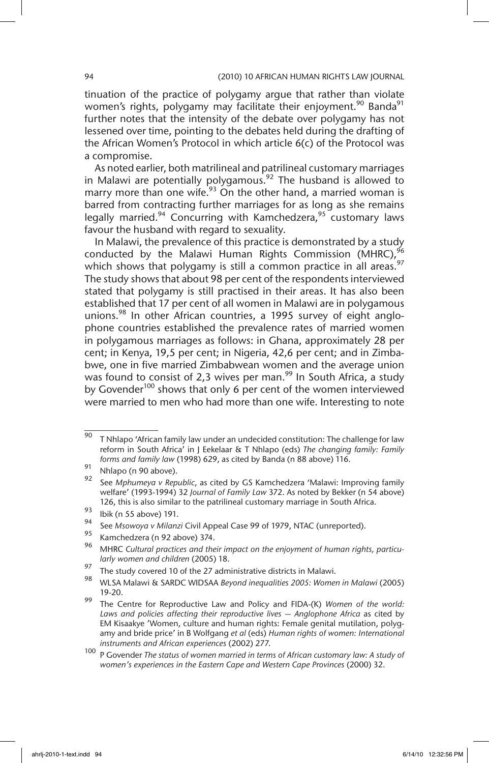tinuation of the practice of polygamy argue that rather than violate women's rights, polygamy may facilitate their enjoyment.[90] Banda[91] further notes that the intensity of the debate over polygamy has not lessened over time, pointing to the debates held during the drafting of the African Women's Protocol in which article 6(c) of the Protocol was a compromise.

As noted earlier, both matrilineal and patrilineal customary marriages in Malawi are potentially polygamous.[92] The husband is allowed to marry more than one wife.[93] On the other hand, a married woman is barred from contracting further marriages for as long as she remains legally married.[94] Concurring with Kamchedzera,[95] customary laws favour the husband with regard to sexuality.

In Malawi, the prevalence of this practice is demonstrated by a study conducted by the Malawi Human Rights Commission (MHRC),[96] which shows that polygamy is still a common practice in all areas.[97] The study shows that about 98 per cent of the respondents interviewed stated that polygamy is still practised in their areas. It has also been established that 17 per cent of all women in Malawi are in polygamous unions.[98] In other African countries, a 1995 survey of eight anglophone countries established the prevalence rates of married women in polygamous marriages as follows: in Ghana, approximately 28 per cent; in Kenya, 19,5 per cent; in Nigeria, 42,6 per cent; and in Zimbabwe, one in five married Zimbabwean women and the average union was found to consist of 2,3 wives per man.[99] In South Africa, a study by Govender[100] shows that only 6 per cent of the women interviewed were married to men who had more than one wife. Interesting to note

---

[90] T Nhlapo 'African family law under an undecided constitution: The challenge for law reform in South Africa' in J Eekelaar & T Nhlapo (eds) *The changing family: Family forms and family law* (1998) 629, as cited by Banda (n 88 above) 116.

[91] Nhlapo (n 90 above).

[92] See *Mphumeya v Republic*, as cited by GS Kamchedzera 'Malawi: Improving family welfare' (1993-1994) 32 *Journal of Family Law* 372. As noted by Bekker (n 54 above) 126, this is also similar to the patrilineal customary marriage in South Africa.

[93] Ibik (n 55 above) 191.

[94] See *Msowoya v Milanzi* Civil Appeal Case 99 of 1979, NTAC (unreported).

[95] Kamchedzera (n 92 above) 374.

[96] MHRC *Cultural practices and their impact on the enjoyment of human rights, particularly women and children* (2005) 18.

[97] The study covered 10 of the 27 administrative districts in Malawi.

[98] WLSA Malawi & SARDC WIDSAA *Beyond inequalities 2005: Women in Malawi* (2005) 19-20.

[99] The Centre for Reproductive Law and Policy and FIDA-(K) *Women of the world: Laws and policies affecting their reproductive lives — Anglophone Africa* as cited by EM Kisaakye 'Women, culture and human rights: Female genital mutilation, polygamy and bride price' in B Wolfgang *et al* (eds) *Human rights of women: International instruments and African experiences* (2002) 277.

[100] P Govender *The status of women married in terms of African customary law: A study of women's experiences in the Eastern Cape and Western Cape Provinces* (2000) 32.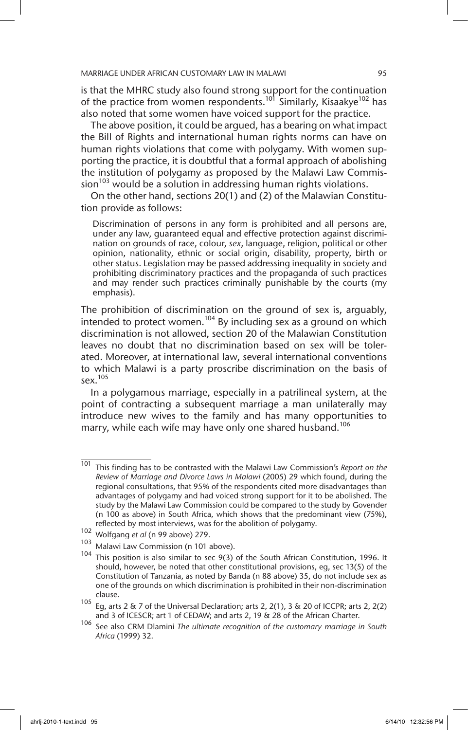is that the MHRC study also found strong support for the continuation of the practice from women respondents.[101] Similarly, Kisaakye[102] has also noted that some women have voiced support for the practice.

The above position, it could be argued, has a bearing on what impact the Bill of Rights and international human rights norms can have on human rights violations that come with polygamy. With women supporting the practice, it is doubtful that a formal approach of abolishing the institution of polygamy as proposed by the Malawi Law Commission[103] would be a solution in addressing human rights violations.

On the other hand, sections 20(1) and (2) of the Malawian Constitution provide as follows:

> Discrimination of persons in any form is prohibited and all persons are, under any law, guaranteed equal and effective protection against discrimination on grounds of race, colour, *sex*, language, religion, political or other opinion, nationality, ethnic or social origin, disability, property, birth or other status. Legislation may be passed addressing inequality in society and prohibiting discriminatory practices and the propaganda of such practices and may render such practices criminally punishable by the courts (my emphasis).

The prohibition of discrimination on the ground of sex is, arguably, intended to protect women.[104] By including sex as a ground on which discrimination is not allowed, section 20 of the Malawian Constitution leaves no doubt that no discrimination based on sex will be tolerated. Moreover, at international law, several international conventions to which Malawi is a party proscribe discrimination on the basis of sex.[105]

In a polygamous marriage, especially in a patrilineal system, at the point of contracting a subsequent marriage a man unilaterally may introduce new wives to the family and has many opportunities to marry, while each wife may have only one shared husband.[106]

---

[101] This finding has to be contrasted with the Malawi Law Commission's *Report on the Review of Marriage and Divorce Laws in Malawi* (2005) 29 which found, during the regional consultations, that 95% of the respondents cited more disadvantages than advantages of polygamy and had voiced strong support for it to be abolished. The study by the Malawi Law Commission could be compared to the study by Govender (n 100 as above) in South Africa, which shows that the predominant view (75%), reflected by most interviews, was for the abolition of polygamy.

[102] Wolfgang *et al* (n 99 above) 279.

[103] Malawi Law Commission (n 101 above).

[104] This position is also similar to sec 9(3) of the South African Constitution, 1996. It should, however, be noted that other constitutional provisions, eg, sec 13(5) of the Constitution of Tanzania, as noted by Banda (n 88 above) 35, do not include sex as one of the grounds on which discrimination is prohibited in their non-discrimination clause.

[105] Eg, arts 2 & 7 of the Universal Declaration; arts 2, 2(1), 3 & 20 of ICCPR; arts 2, 2(2) and 3 of ICESCR; art 1 of CEDAW; and arts 2, 19 & 28 of the African Charter.

[106] See also CRM Dlamini *The ultimate recognition of the customary marriage in South Africa* (1999) 32.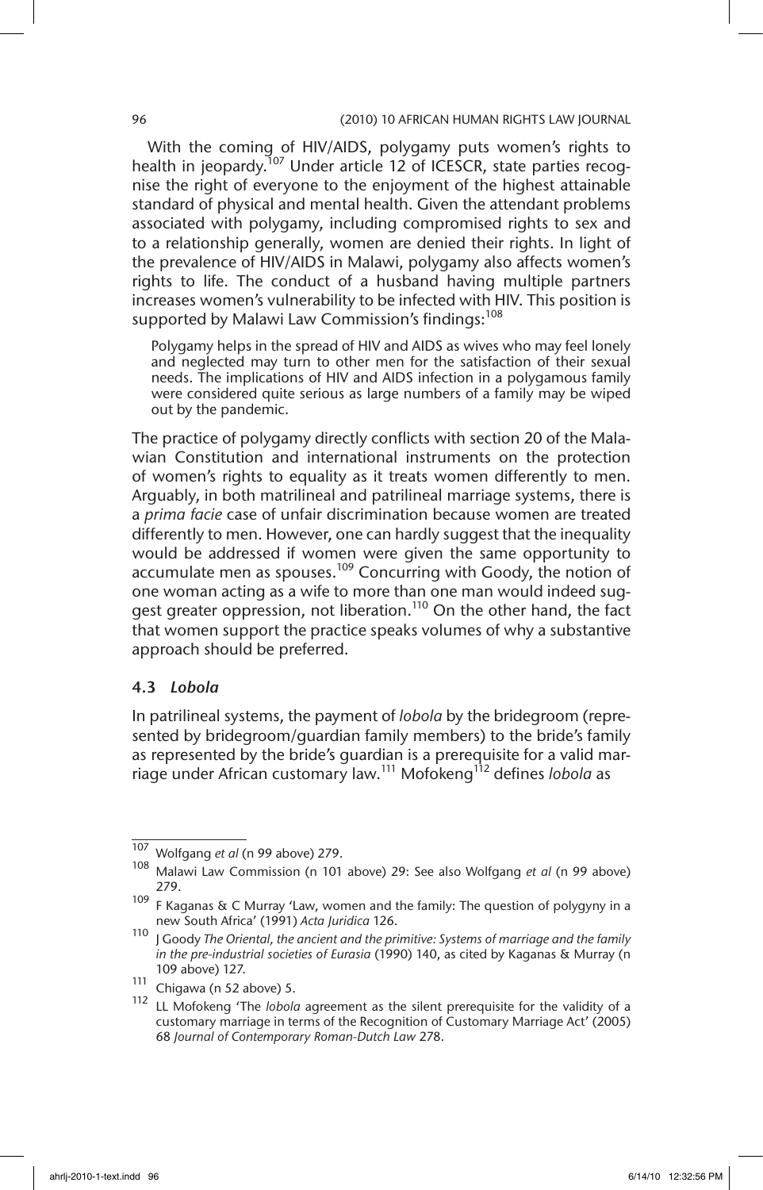With the coming of HIV/AIDS, polygamy puts women's rights to health in jeopardy.[107] Under article 12 of ICESCR, state parties recognise the right of everyone to the enjoyment of the highest attainable standard of physical and mental health. Given the attendant problems associated with polygamy, including compromised rights to sex and to a relationship generally, women are denied their rights. In light of the prevalence of HIV/AIDS in Malawi, polygamy also affects women's rights to life. The conduct of a husband having multiple partners increases women's vulnerability to be infected with HIV. This position is supported by Malawi Law Commission's findings:[108]

> Polygamy helps in the spread of HIV and AIDS as wives who may feel lonely and neglected may turn to other men for the satisfaction of their sexual needs. The implications of HIV and AIDS infection in a polygamous family were considered quite serious as large numbers of a family may be wiped out by the pandemic.

The practice of polygamy directly conflicts with section 20 of the Malawian Constitution and international instruments on the protection of women's rights to equality as it treats women differently to men. Arguably, in both matrilineal and patrilineal marriage systems, there is a *prima facie* case of unfair discrimination because women are treated differently to men. However, one can hardly suggest that the inequality would be addressed if women were given the same opportunity to accumulate men as spouses.[109] Concurring with Goody, the notion of one woman acting as a wife to more than one man would indeed suggest greater oppression, not liberation.[110] On the other hand, the fact that women support the practice speaks volumes of why a substantive approach should be preferred.

### 4.3 *Lobola*

In patrilineal systems, the payment of *lobola* by the bridegroom (represented by bridegroom/guardian family members) to the bride's family as represented by the bride's guardian is a prerequisite for a valid marriage under African customary law.[111] Mofokeng[112] defines *lobola* as

---

[107] Wolfgang *et al* (n 99 above) 279.

[108] Malawi Law Commission (n 101 above) 29: See also Wolfgang *et al* (n 99 above) 279.

[109] F Kaganas & C Murray 'Law, women and the family: The question of polygyny in a new South Africa' (1991) *Acta Juridica* 126.

[110] J Goody *The Oriental, the ancient and the primitive: Systems of marriage and the family in the pre-industrial societies of Eurasia* (1990) 140, as cited by Kaganas & Murray (n 109 above) 127.

[111] Chigawa (n 52 above) 5.

[112] LL Mofokeng 'The *lobola* agreement as the silent prerequisite for the validity of a customary marriage in terms of the Recognition of Customary Marriage Act' (2005) 68 *Journal of Contemporary Roman-Dutch Law* 278.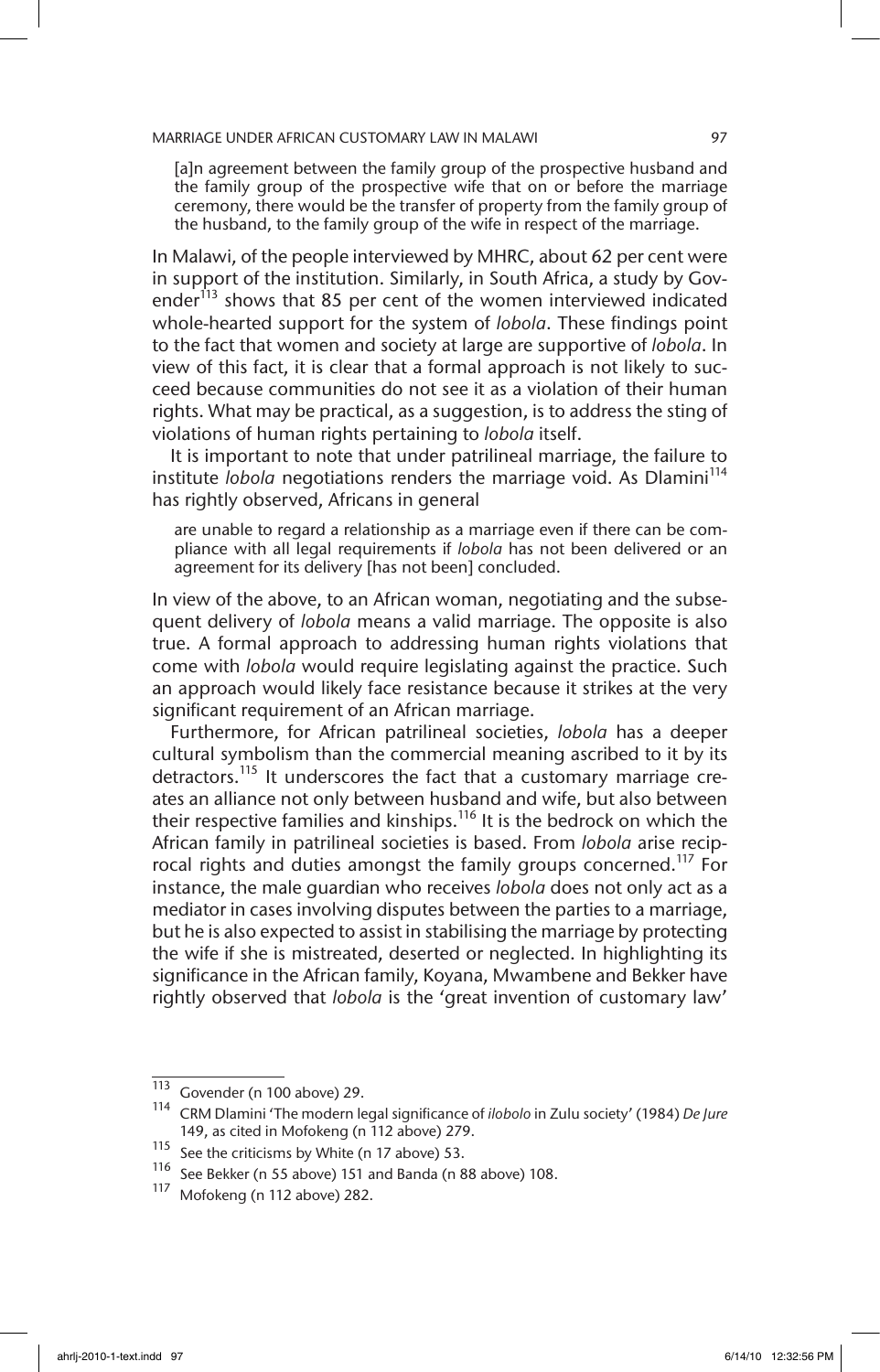> [a]n agreement between the family group of the prospective husband and the family group of the prospective wife that on or before the marriage ceremony, there would be the transfer of property from the family group of the husband, to the family group of the wife in respect of the marriage.

In Malawi, of the people interviewed by MHRC, about 62 per cent were in support of the institution. Similarly, in South Africa, a study by Govender[113] shows that 85 per cent of the women interviewed indicated whole-hearted support for the system of *lobola*. These findings point to the fact that women and society at large are supportive of *lobola*. In view of this fact, it is clear that a formal approach is not likely to succeed because communities do not see it as a violation of their human rights. What may be practical, as a suggestion, is to address the sting of violations of human rights pertaining to *lobola* itself.

It is important to note that under patrilineal marriage, the failure to institute *lobola* negotiations renders the marriage void. As Dlamini[114] has rightly observed, Africans in general

> are unable to regard a relationship as a marriage even if there can be compliance with all legal requirements if *lobola* has not been delivered or an agreement for its delivery [has not been] concluded.

In view of the above, to an African woman, negotiating and the subsequent delivery of *lobola* means a valid marriage. The opposite is also true. A formal approach to addressing human rights violations that come with *lobola* would require legislating against the practice. Such an approach would likely face resistance because it strikes at the very significant requirement of an African marriage.

Furthermore, for African patrilineal societies, *lobola* has a deeper cultural symbolism than the commercial meaning ascribed to it by its detractors.[115] It underscores the fact that a customary marriage creates an alliance not only between husband and wife, but also between their respective families and kinships.[116] It is the bedrock on which the African family in patrilineal societies is based. From *lobola* arise reciprocal rights and duties amongst the family groups concerned.[117] For instance, the male guardian who receives *lobola* does not only act as a mediator in cases involving disputes between the parties to a marriage, but he is also expected to assist in stabilising the marriage by protecting the wife if she is mistreated, deserted or neglected. In highlighting its significance in the African family, Koyana, Mwambene and Bekker have rightly observed that *lobola* is the 'great invention of customary law'

---

113 Govender (n 100 above) 29.

114 CRM Dlamini 'The modern legal significance of *ilobolo* in Zulu society' (1984) *De Jure* 149, as cited in Mofokeng (n 112 above) 279.

115 See the criticisms by White (n 17 above) 53.

116 See Bekker (n 55 above) 151 and Banda (n 88 above) 108.

117 Mofokeng (n 112 above) 282.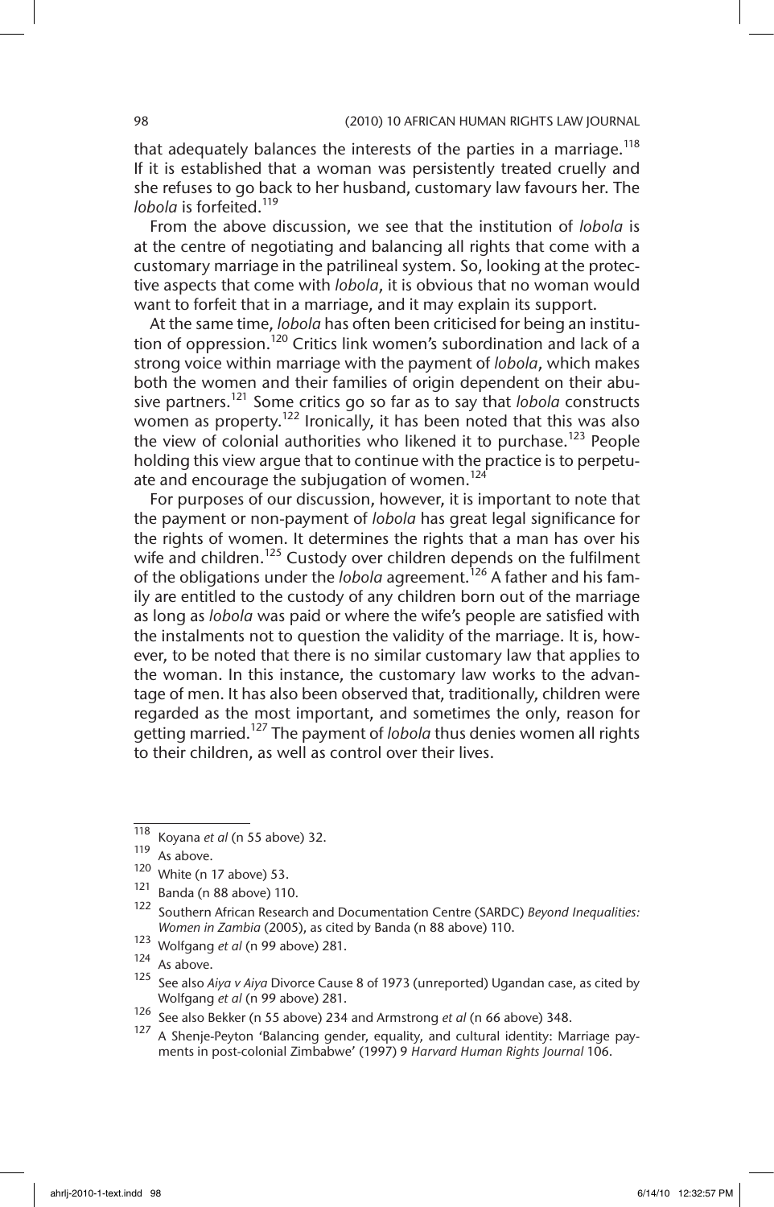that adequately balances the interests of the parties in a marriage.[118] If it is established that a woman was persistently treated cruelly and she refuses to go back to her husband, customary law favours her. The *lobola* is forfeited.[119]

From the above discussion, we see that the institution of *lobola* is at the centre of negotiating and balancing all rights that come with a customary marriage in the patrilineal system. So, looking at the protective aspects that come with *lobola*, it is obvious that no woman would want to forfeit that in a marriage, and it may explain its support.

At the same time, *lobola* has often been criticised for being an institution of oppression.[120] Critics link women's subordination and lack of a strong voice within marriage with the payment of *lobola*, which makes both the women and their families of origin dependent on their abusive partners.[121] Some critics go so far as to say that *lobola* constructs women as property.[122] Ironically, it has been noted that this was also the view of colonial authorities who likened it to purchase.[123] People holding this view argue that to continue with the practice is to perpetuate and encourage the subjugation of women.[124]

For purposes of our discussion, however, it is important to note that the payment or non-payment of *lobola* has great legal significance for the rights of women. It determines the rights that a man has over his wife and children.[125] Custody over children depends on the fulfilment of the obligations under the *lobola* agreement.[126] A father and his family are entitled to the custody of any children born out of the marriage as long as *lobola* was paid or where the wife's people are satisfied with the instalments not to question the validity of the marriage. It is, however, to be noted that there is no similar customary law that applies to the woman. In this instance, the customary law works to the advantage of men. It has also been observed that, traditionally, children were regarded as the most important, and sometimes the only, reason for getting married.[127] The payment of *lobola* thus denies women all rights to their children, as well as control over their lives.

---

118 Koyana *et al* (n 55 above) 32.

119 As above.

120 White (n 17 above) 53.

121 Banda (n 88 above) 110.

122 Southern African Research and Documentation Centre (SARDC) *Beyond Inequalities: Women in Zambia* (2005), as cited by Banda (n 88 above) 110.

123 Wolfgang *et al* (n 99 above) 281.

124 As above.

125 See also *Aiya v Aiya* Divorce Cause 8 of 1973 (unreported) Ugandan case, as cited by Wolfgang *et al* (n 99 above) 281.

126 See also Bekker (n 55 above) 234 and Armstrong *et al* (n 66 above) 348.

127 A Shenje-Peyton 'Balancing gender, equality, and cultural identity: Marriage payments in post-colonial Zimbabwe' (1997) 9 *Harvard Human Rights Journal* 106.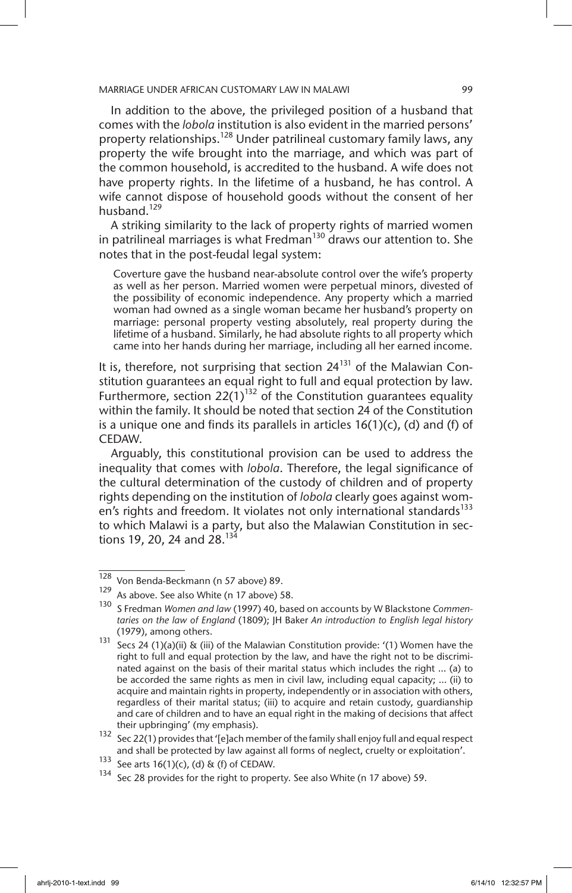In addition to the above, the privileged position of a husband that comes with the *lobola* institution is also evident in the married persons' property relationships.[128] Under patrilineal customary family laws, any property the wife brought into the marriage, and which was part of the common household, is accredited to the husband. A wife does not have property rights. In the lifetime of a husband, he has control. A wife cannot dispose of household goods without the consent of her husband.[129]

A striking similarity to the lack of property rights of married women in patrilineal marriages is what Fredman[130] draws our attention to. She notes that in the post-feudal legal system:

> Coverture gave the husband near-absolute control over the wife's property as well as her person. Married women were perpetual minors, divested of the possibility of economic independence. Any property which a married woman had owned as a single woman became her husband's property on marriage: personal property vesting absolutely, real property during the lifetime of a husband. Similarly, he had absolute rights to all property which came into her hands during her marriage, including all her earned income.

It is, therefore, not surprising that section 24[131] of the Malawian Constitution guarantees an equal right to full and equal protection by law. Furthermore, section 22(1)[132] of the Constitution guarantees equality within the family. It should be noted that section 24 of the Constitution is a unique one and finds its parallels in articles 16(1)(c), (d) and (f) of CEDAW.

Arguably, this constitutional provision can be used to address the inequality that comes with *lobola*. Therefore, the legal significance of the cultural determination of the custody of children and of property rights depending on the institution of *lobola* clearly goes against women's rights and freedom. It violates not only international standards[133] to which Malawi is a party, but also the Malawian Constitution in sections 19, 20, 24 and 28.[134]

---

[128] Von Benda-Beckmann (n 57 above) 89.

[129] As above. See also White (n 17 above) 58.

[130] S Fredman *Women and law* (1997) 40, based on accounts by W Blackstone *Commentaries on the law of England* (1809); JH Baker *An introduction to English legal history* (1979), among others.

[131] Secs 24 (1)(a)(ii) & (iii) of the Malawian Constitution provide: '(1) Women have the right to full and equal protection by the law, and have the right not to be discriminated against on the basis of their marital status which includes the right ... (a) to be accorded the same rights as men in civil law, including equal capacity; ... (ii) to acquire and maintain rights in property, independently or in association with others, regardless of their marital status; (iii) to acquire and retain custody, guardianship and care of children and to have an equal right in the making of decisions that affect their upbringing' (my emphasis).

[132] Sec 22(1) provides that '[e]ach member of the family shall enjoy full and equal respect and shall be protected by law against all forms of neglect, cruelty or exploitation'.

[133] See arts 16(1)(c), (d) & (f) of CEDAW.

[134] Sec 28 provides for the right to property. See also White (n 17 above) 59.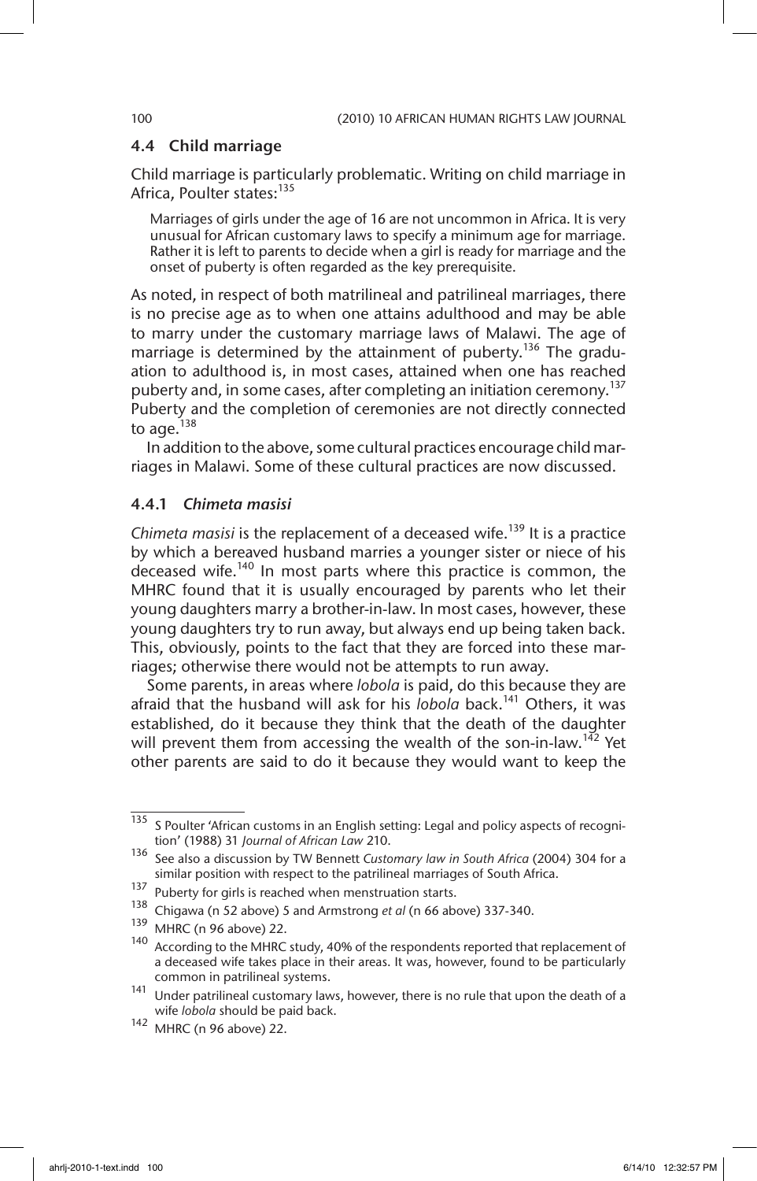### 4.4 Child marriage

Child marriage is particularly problematic. Writing on child marriage in Africa, Poulter states:[135]

> Marriages of girls under the age of 16 are not uncommon in Africa. It is very unusual for African customary laws to specify a minimum age for marriage. Rather it is left to parents to decide when a girl is ready for marriage and the onset of puberty is often regarded as the key prerequisite.

As noted, in respect of both matrilineal and patrilineal marriages, there is no precise age as to when one attains adulthood and may be able to marry under the customary marriage laws of Malawi. The age of marriage is determined by the attainment of puberty.[136] The graduation to adulthood is, in most cases, attained when one has reached puberty and, in some cases, after completing an initiation ceremony.[137] Puberty and the completion of ceremonies are not directly connected to age.[138]

In addition to the above, some cultural practices encourage child marriages in Malawi. Some of these cultural practices are now discussed.

#### 4.4.1 *Chimeta masisi*

*Chimeta masisi* is the replacement of a deceased wife.[139] It is a practice by which a bereaved husband marries a younger sister or niece of his deceased wife.[140] In most parts where this practice is common, the MHRC found that it is usually encouraged by parents who let their young daughters marry a brother-in-law. In most cases, however, these young daughters try to run away, but always end up being taken back. This, obviously, points to the fact that they are forced into these marriages; otherwise there would not be attempts to run away.

Some parents, in areas where *lobola* is paid, do this because they are afraid that the husband will ask for his *lobola* back.[141] Others, it was established, do it because they think that the death of the daughter will prevent them from accessing the wealth of the son-in-law.[142] Yet other parents are said to do it because they would want to keep the

---

[135] S Poulter 'African customs in an English setting: Legal and policy aspects of recognition' (1988) 31 *Journal of African Law* 210.

[136] See also a discussion by TW Bennett *Customary law in South Africa* (2004) 304 for a similar position with respect to the patrilineal marriages of South Africa.

[137] Puberty for girls is reached when menstruation starts.

[138] Chigawa (n 52 above) 5 and Armstrong *et al* (n 66 above) 337-340.

[139] MHRC (n 96 above) 22.

[140] According to the MHRC study, 40% of the respondents reported that replacement of a deceased wife takes place in their areas. It was, however, found to be particularly common in patrilineal systems.

[141] Under patrilineal customary laws, however, there is no rule that upon the death of a wife *lobola* should be paid back.

[142] MHRC (n 96 above) 22.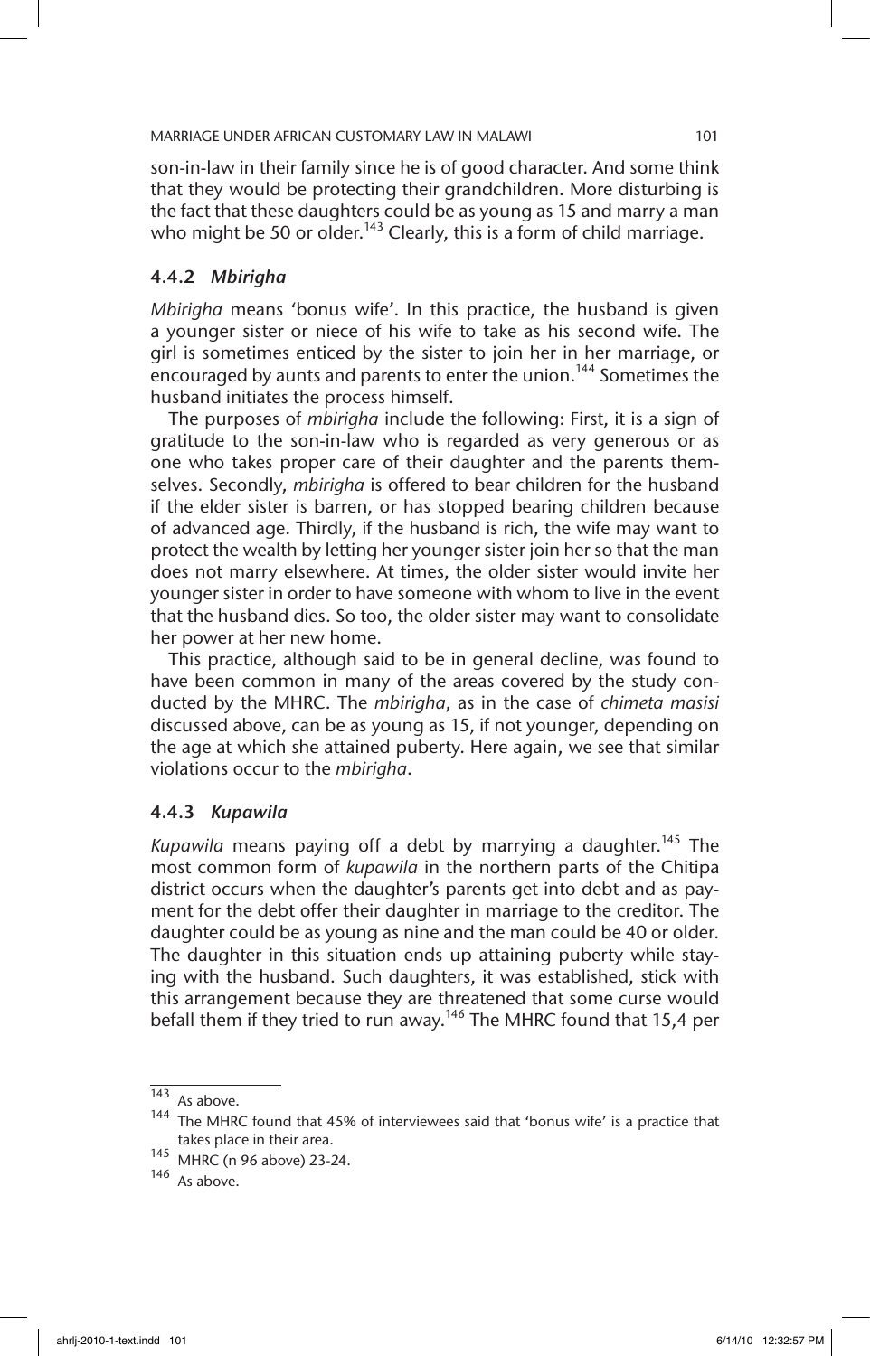son-in-law in their family since he is of good character. And some think that they would be protecting their grandchildren. More disturbing is the fact that these daughters could be as young as 15 and marry a man who might be 50 or older.[143] Clearly, this is a form of child marriage.

### 4.4.2 *Mbirigha*

*Mbirigha* means 'bonus wife'. In this practice, the husband is given a younger sister or niece of his wife to take as his second wife. The girl is sometimes enticed by the sister to join her in her marriage, or encouraged by aunts and parents to enter the union.[144] Sometimes the husband initiates the process himself.

The purposes of *mbirigha* include the following: First, it is a sign of gratitude to the son-in-law who is regarded as very generous or as one who takes proper care of their daughter and the parents themselves. Secondly, *mbirigha* is offered to bear children for the husband if the elder sister is barren, or has stopped bearing children because of advanced age. Thirdly, if the husband is rich, the wife may want to protect the wealth by letting her younger sister join her so that the man does not marry elsewhere. At times, the older sister would invite her younger sister in order to have someone with whom to live in the event that the husband dies. So too, the older sister may want to consolidate her power at her new home.

This practice, although said to be in general decline, was found to have been common in many of the areas covered by the study conducted by the MHRC. The *mbirigha*, as in the case of *chimeta masisi* discussed above, can be as young as 15, if not younger, depending on the age at which she attained puberty. Here again, we see that similar violations occur to the *mbirigha*.

### 4.4.3 *Kupawila*

*Kupawila* means paying off a debt by marrying a daughter.[145] The most common form of *kupawila* in the northern parts of the Chitipa district occurs when the daughter's parents get into debt and as payment for the debt offer their daughter in marriage to the creditor. The daughter could be as young as nine and the man could be 40 or older. The daughter in this situation ends up attaining puberty while staying with the husband. Such daughters, it was established, stick with this arrangement because they are threatened that some curse would befall them if they tried to run away.[146] The MHRC found that 15,4 per

---

[143] As above.

[144] The MHRC found that 45% of interviewees said that 'bonus wife' is a practice that takes place in their area.

[145] MHRC (n 96 above) 23-24.

[146] As above.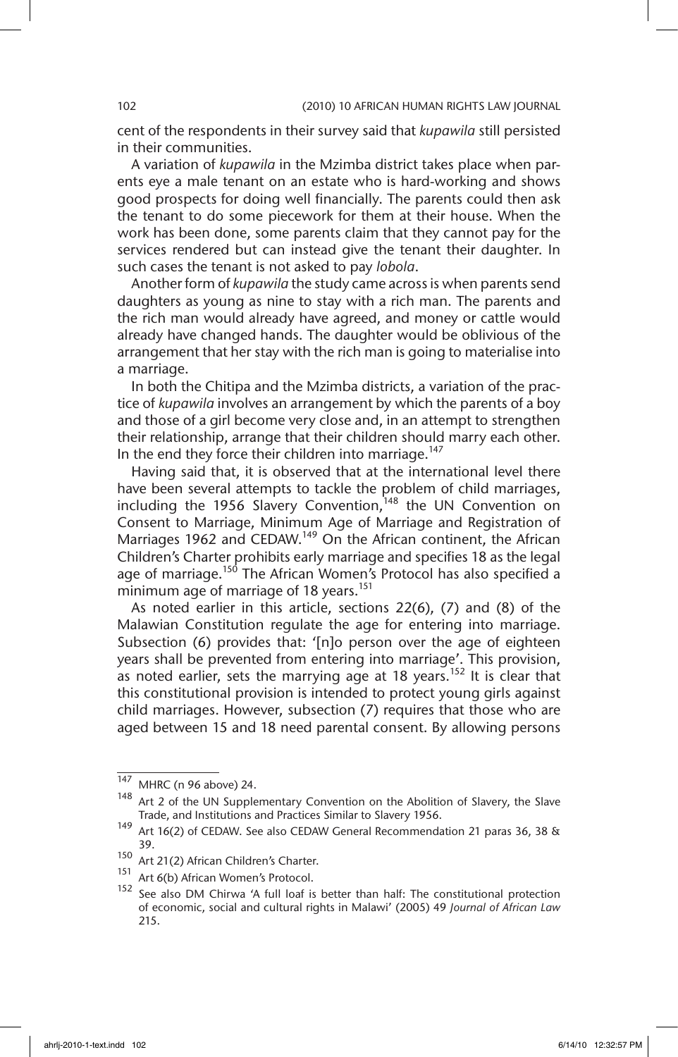cent of the respondents in their survey said that *kupawila* still persisted in their communities.

A variation of *kupawila* in the Mzimba district takes place when parents eye a male tenant on an estate who is hard-working and shows good prospects for doing well financially. The parents could then ask the tenant to do some piecework for them at their house. When the work has been done, some parents claim that they cannot pay for the services rendered but can instead give the tenant their daughter. In such cases the tenant is not asked to pay *lobola*.

Another form of *kupawila* the study came across is when parents send daughters as young as nine to stay with a rich man. The parents and the rich man would already have agreed, and money or cattle would already have changed hands. The daughter would be oblivious of the arrangement that her stay with the rich man is going to materialise into a marriage.

In both the Chitipa and the Mzimba districts, a variation of the practice of *kupawila* involves an arrangement by which the parents of a boy and those of a girl become very close and, in an attempt to strengthen their relationship, arrange that their children should marry each other. In the end they force their children into marriage.[147]

Having said that, it is observed that at the international level there have been several attempts to tackle the problem of child marriages, including the 1956 Slavery Convention,[148] the UN Convention on Consent to Marriage, Minimum Age of Marriage and Registration of Marriages 1962 and CEDAW.[149] On the African continent, the African Children's Charter prohibits early marriage and specifies 18 as the legal age of marriage.[150] The African Women's Protocol has also specified a minimum age of marriage of 18 years.[151]

As noted earlier in this article, sections 22(6), (7) and (8) of the Malawian Constitution regulate the age for entering into marriage. Subsection (6) provides that: '[n]o person over the age of eighteen years shall be prevented from entering into marriage'. This provision, as noted earlier, sets the marrying age at 18 years.[152] It is clear that this constitutional provision is intended to protect young girls against child marriages. However, subsection (7) requires that those who are aged between 15 and 18 need parental consent. By allowing persons

---

[147] MHRC (n 96 above) 24.

[148] Art 2 of the UN Supplementary Convention on the Abolition of Slavery, the Slave Trade, and Institutions and Practices Similar to Slavery 1956.

[149] Art 16(2) of CEDAW. See also CEDAW General Recommendation 21 paras 36, 38 & 39.

[150] Art 21(2) African Children's Charter.

[151] Art 6(b) African Women's Protocol.

[152] See also DM Chirwa 'A full loaf is better than half: The constitutional protection of economic, social and cultural rights in Malawi' (2005) 49 *Journal of African Law* 215.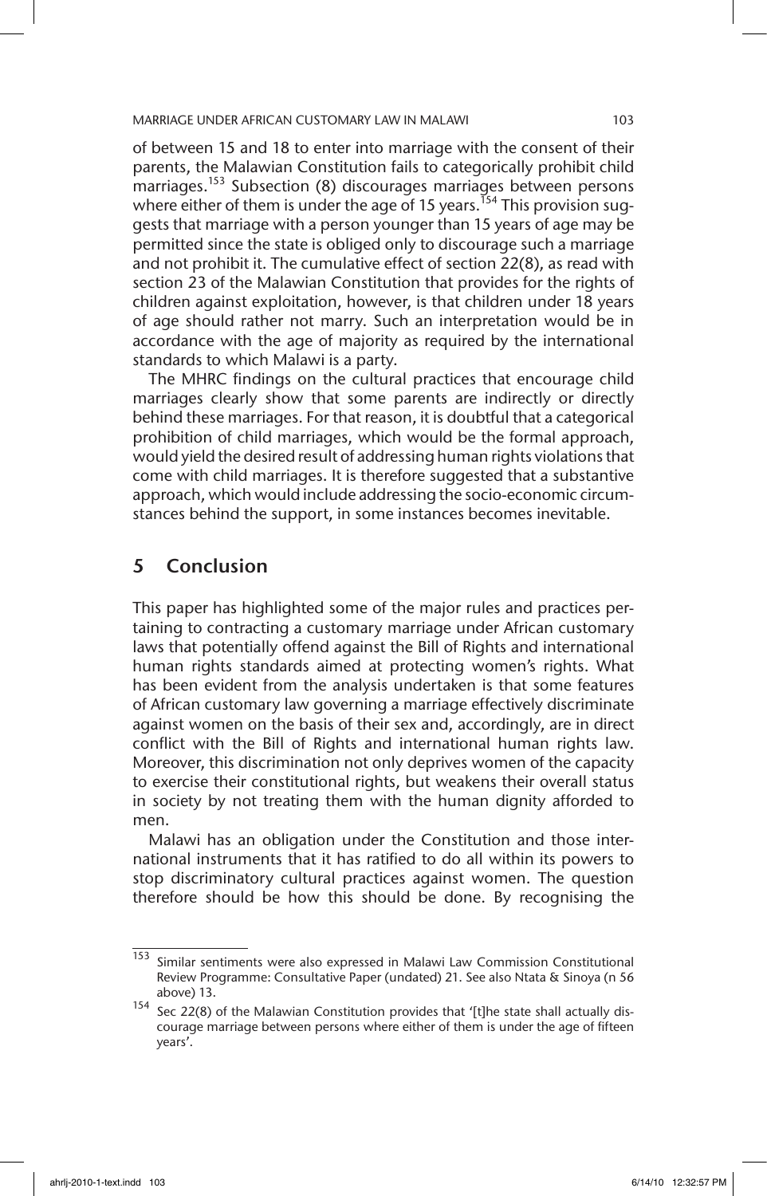of between 15 and 18 to enter into marriage with the consent of their parents, the Malawian Constitution fails to categorically prohibit child marriages.[153] Subsection (8) discourages marriages between persons where either of them is under the age of 15 years.[154] This provision suggests that marriage with a person younger than 15 years of age may be permitted since the state is obliged only to discourage such a marriage and not prohibit it. The cumulative effect of section 22(8), as read with section 23 of the Malawian Constitution that provides for the rights of children against exploitation, however, is that children under 18 years of age should rather not marry. Such an interpretation would be in accordance with the age of majority as required by the international standards to which Malawi is a party.

The MHRC findings on the cultural practices that encourage child marriages clearly show that some parents are indirectly or directly behind these marriages. For that reason, it is doubtful that a categorical prohibition of child marriages, which would be the formal approach, would yield the desired result of addressing human rights violations that come with child marriages. It is therefore suggested that a substantive approach, which would include addressing the socio-economic circumstances behind the support, in some instances becomes inevitable.

## 5 Conclusion

This paper has highlighted some of the major rules and practices pertaining to contracting a customary marriage under African customary laws that potentially offend against the Bill of Rights and international human rights standards aimed at protecting women's rights. What has been evident from the analysis undertaken is that some features of African customary law governing a marriage effectively discriminate against women on the basis of their sex and, accordingly, are in direct conflict with the Bill of Rights and international human rights law. Moreover, this discrimination not only deprives women of the capacity to exercise their constitutional rights, but weakens their overall status in society by not treating them with the human dignity afforded to men.

Malawi has an obligation under the Constitution and those international instruments that it has ratified to do all within its powers to stop discriminatory cultural practices against women. The question therefore should be how this should be done. By recognising the

---

[153] Similar sentiments were also expressed in Malawi Law Commission Constitutional Review Programme: Consultative Paper (undated) 21. See also Ntata & Sinoya (n 56 above) 13.

[154] Sec 22(8) of the Malawian Constitution provides that '[t]he state shall actually discourage marriage between persons where either of them is under the age of fifteen years'.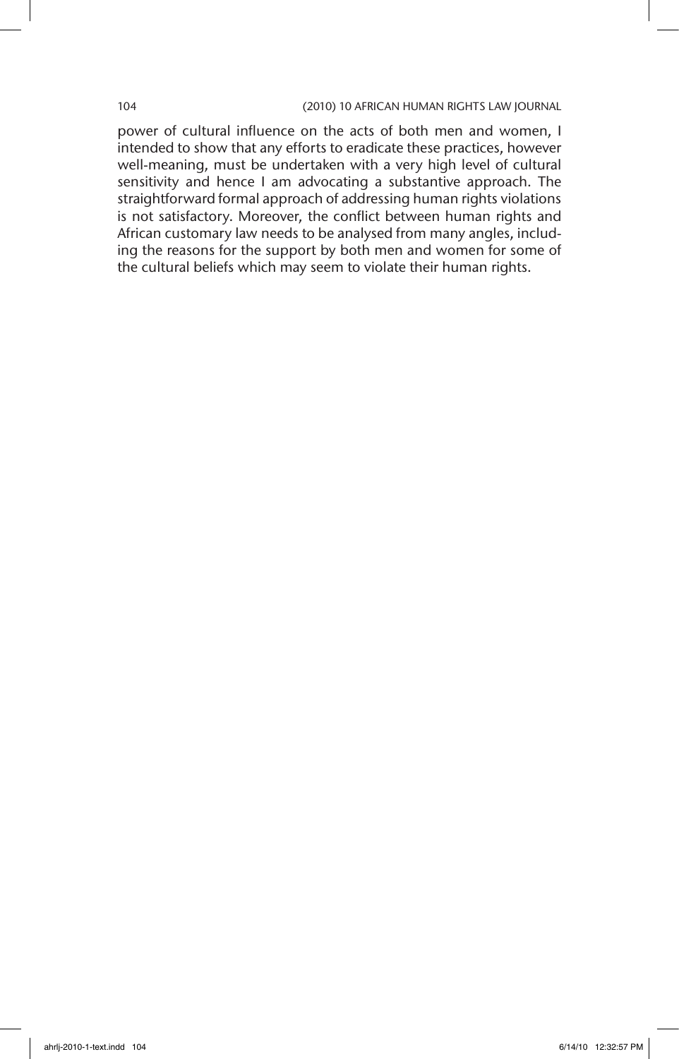power of cultural influence on the acts of both men and women, I intended to show that any efforts to eradicate these practices, however well-meaning, must be undertaken with a very high level of cultural sensitivity and hence I am advocating a substantive approach. The straightforward formal approach of addressing human rights violations is not satisfactory. Moreover, the conflict between human rights and African customary law needs to be analysed from many angles, including the reasons for the support by both men and women for some of the cultural beliefs which may seem to violate their human rights.